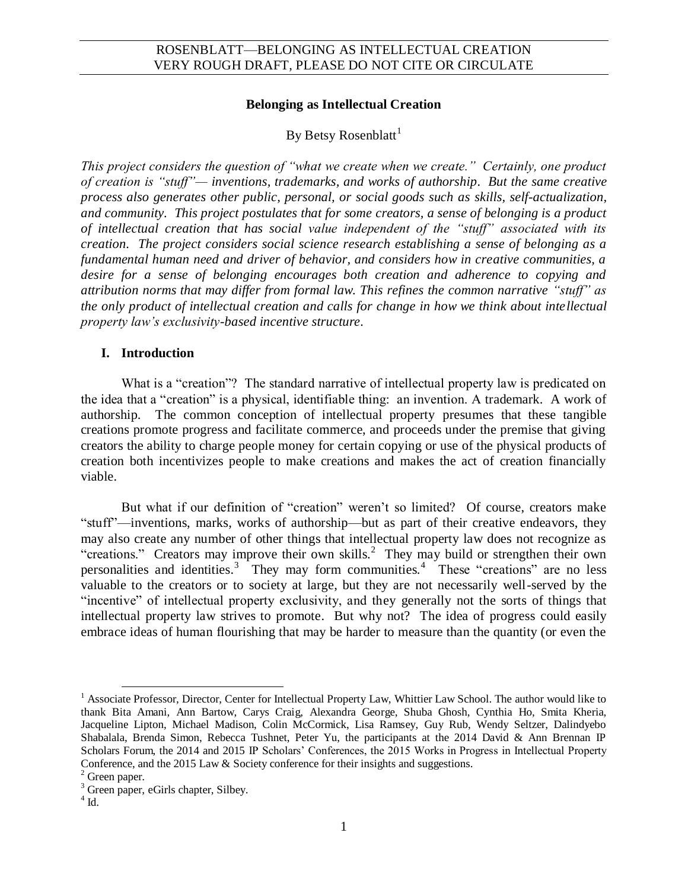# Belonging as Intellectual Creation

By Betsy Rosenblatt[1]

*This project considers the question of "what we create when we create." Certainly, one product of creation is "stuff"— inventions, trademarks, and works of authorship. But the same creative process also generates other public, personal, or social goods such as skills, self-actualization, and community. This project postulates that for some creators, a sense of belonging is a product of intellectual creation that has social value independent of the "stuff" associated with its creation. The project considers social science research establishing a sense of belonging as a fundamental human need and driver of behavior, and considers how in creative communities, a desire for a sense of belonging encourages both creation and adherence to copying and attribution norms that may differ from formal law. This refines the common narrative "stuff" as the only product of intellectual creation and calls for change in how we think about intellectual property law's exclusivity-based incentive structure.*

## I. Introduction

What is a "creation"? The standard narrative of intellectual property law is predicated on the idea that a "creation" is a physical, identifiable thing: an invention. A trademark. A work of authorship. The common conception of intellectual property presumes that these tangible creations promote progress and facilitate commerce, and proceeds under the premise that giving creators the ability to charge people money for certain copying or use of the physical products of creation both incentivizes people to make creations and makes the act of creation financially viable.

But what if our definition of "creation" weren't so limited? Of course, creators make "stuff"—inventions, marks, works of authorship—but as part of their creative endeavors, they may also create any number of other things that intellectual property law does not recognize as "creations." Creators may improve their own skills.[2] They may build or strengthen their own personalities and identities.[3] They may form communities.[4] These "creations" are no less valuable to the creators or to society at large, but they are not necessarily well-served by the "incentive" of intellectual property exclusivity, and they generally not the sorts of things that intellectual property law strives to promote. But why not? The idea of progress could easily embrace ideas of human flourishing that may be harder to measure than the quantity (or even the

---

[1] Associate Professor, Director, Center for Intellectual Property Law, Whittier Law School. The author would like to thank Bita Amani, Ann Bartow, Carys Craig, Alexandra George, Shuba Ghosh, Cynthia Ho, Smita Kheria, Jacqueline Lipton, Michael Madison, Colin McCormick, Lisa Ramsey, Guy Rub, Wendy Seltzer, Dalindyebo Shabalala, Brenda Simon, Rebecca Tushnet, Peter Yu, the participants at the 2014 David & Ann Brennan IP Scholars Forum, the 2014 and 2015 IP Scholars' Conferences, the 2015 Works in Progress in Intellectual Property Conference, and the 2015 Law & Society conference for their insights and suggestions.

[2] Green paper.

[3] Green paper, eGirls chapter, Silbey.

[4] Id.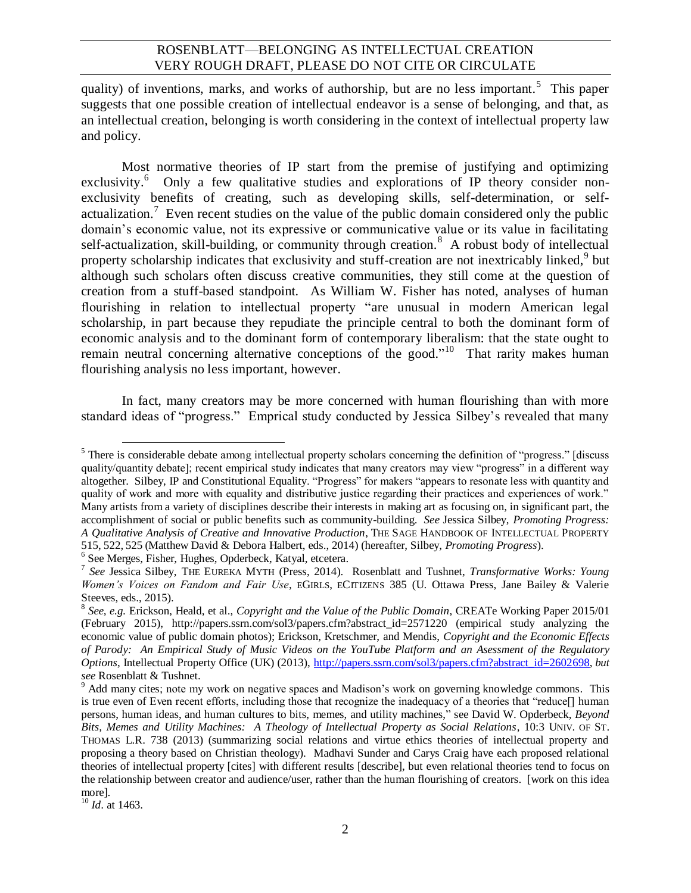quality) of inventions, marks, and works of authorship, but are no less important.[5] This paper suggests that one possible creation of intellectual endeavor is a sense of belonging, and that, as an intellectual creation, belonging is worth considering in the context of intellectual property law and policy.

Most normative theories of IP start from the premise of justifying and optimizing exclusivity.[6] Only a few qualitative studies and explorations of IP theory consider non-exclusivity benefits of creating, such as developing skills, self-determination, or self-actualization.[7] Even recent studies on the value of the public domain considered only the public domain's economic value, not its expressive or communicative value or its value in facilitating self-actualization, skill-building, or community through creation.[8] A robust body of intellectual property scholarship indicates that exclusivity and stuff-creation are not inextricably linked,[9] but although such scholars often discuss creative communities, they still come at the question of creation from a stuff-based standpoint. As William W. Fisher has noted, analyses of human flourishing in relation to intellectual property "are unusual in modern American legal scholarship, in part because they repudiate the principle central to both the dominant form of economic analysis and to the dominant form of contemporary liberalism: that the state ought to remain neutral concerning alternative conceptions of the good."[10] That rarity makes human flourishing analysis no less important, however.

In fact, many creators may be more concerned with human flourishing than with more standard ideas of "progress." Emprical study conducted by Jessica Silbey's revealed that many

---

[5] There is considerable debate among intellectual property scholars concerning the definition of "progress." [discuss quality/quantity debate]; recent empirical study indicates that many creators may view "progress" in a different way altogether. Silbey, IP and Constitutional Equality. "Progress" for makers "appears to resonate less with quantity and quality of work and more with equality and distributive justice regarding their practices and experiences of work." Many artists from a variety of disciplines describe their interests in making art as focusing on, in significant part, the accomplishment of social or public benefits such as community-building. *See* Jessica Silbey, *Promoting Progress: A Qualitative Analysis of Creative and Innovative Production*, THE SAGE HANDBOOK OF INTELLECTUAL PROPERTY 515, 522, 525 (Matthew David & Debora Halbert, eds., 2014) (hereafter, Silbey, *Promoting Progress*).

[6] See Merges, Fisher, Hughes, Opderbeck, Katyal, etcetera.

[7] *See* Jessica Silbey, THE EUREKA MYTH (Press, 2014). Rosenblatt and Tushnet, *Transformative Works: Young Women's Voices on Fandom and Fair Use*, EGIRLS, ECITIZENS 385 (U. Ottawa Press, Jane Bailey & Valerie Steeves, eds., 2015).

[8] *See, e.g.* Erickson, Heald, et al., *Copyright and the Value of the Public Domain*, CREATe Working Paper 2015/01 (February 2015), http://papers.ssrn.com/sol3/papers.cfm?abstract_id=2571220 (empirical study analyzing the economic value of public domain photos); Erickson, Kretschmer, and Mendis, *Copyright and the Economic Effects of Parody: An Empirical Study of Music Videos on the YouTube Platform and an Asessment of the Regulatory Options*, Intellectual Property Office (UK) (2013), http://papers.ssrn.com/sol3/papers.cfm?abstract_id=2602698, *but see* Rosenblatt & Tushnet.

[9] Add many cites; note my work on negative spaces and Madison's work on governing knowledge commons. This is true even of Even recent efforts, including those that recognize the inadequacy of a theories that "reduce[] human persons, human ideas, and human cultures to bits, memes, and utility machines," see David W. Opderbeck, *Beyond Bits, Memes and Utility Machines: A Theology of Intellectual Property as Social Relations*, 10:3 UNIV. OF ST. THOMAS L.R. 738 (2013) (summarizing social relations and virtue ethics theories of intellectual property and proposing a theory based on Christian theology). Madhavi Sunder and Carys Craig have each proposed relational theories of intellectual property [cites] with different results [describe], but even relational theories tend to focus on the relationship between creator and audience/user, rather than the human flourishing of creators. [work on this idea more].

[10] *Id*. at 1463.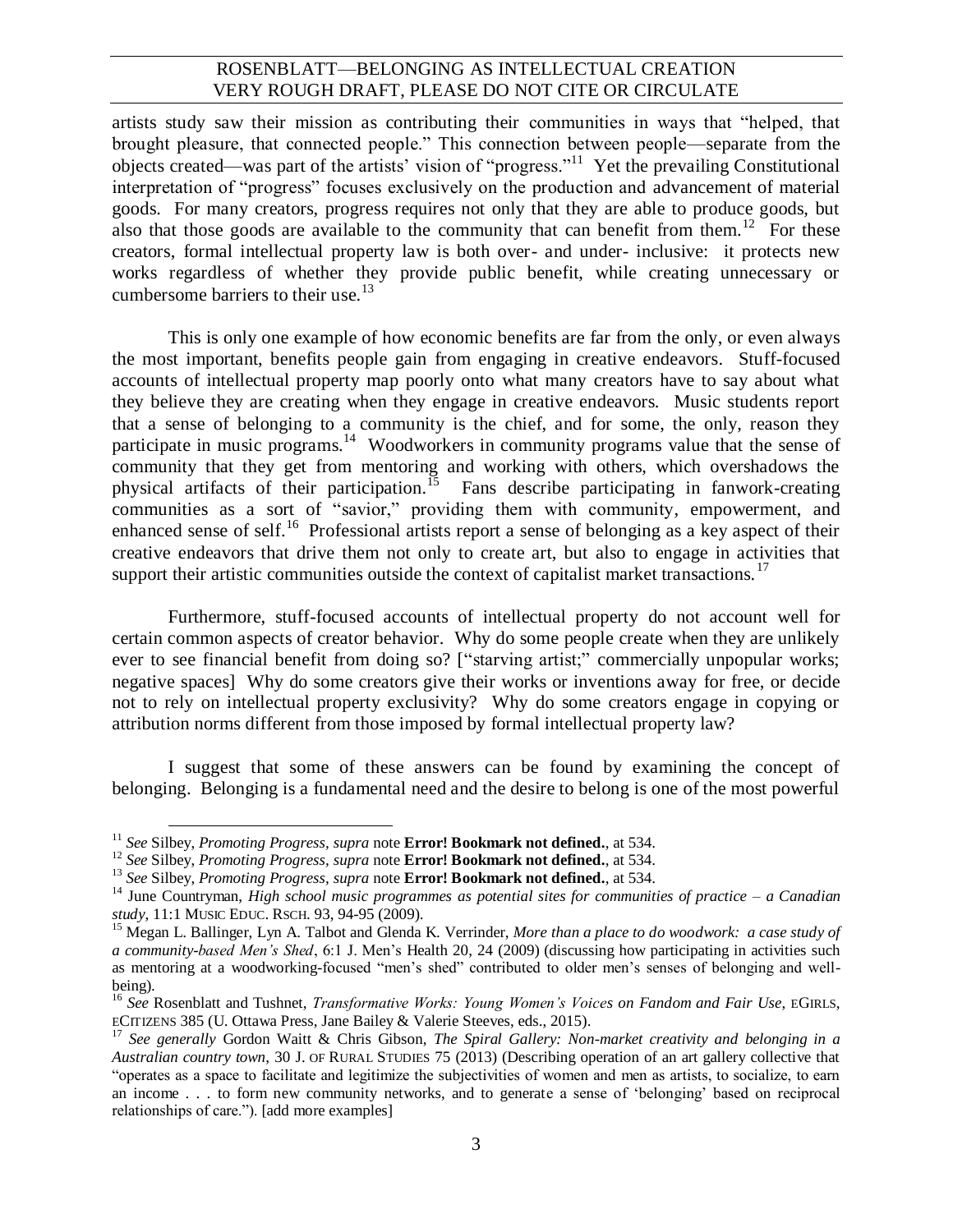artists study saw their mission as contributing their communities in ways that "helped, that brought pleasure, that connected people." This connection between people—separate from the objects created—was part of the artists' vision of "progress."[11] Yet the prevailing Constitutional interpretation of "progress" focuses exclusively on the production and advancement of material goods. For many creators, progress requires not only that they are able to produce goods, but also that those goods are available to the community that can benefit from them.[12] For these creators, formal intellectual property law is both over- and under- inclusive: it protects new works regardless of whether they provide public benefit, while creating unnecessary or cumbersome barriers to their use.[13]

This is only one example of how economic benefits are far from the only, or even always the most important, benefits people gain from engaging in creative endeavors. Stuff-focused accounts of intellectual property map poorly onto what many creators have to say about what they believe they are creating when they engage in creative endeavors. Music students report that a sense of belonging to a community is the chief, and for some, the only, reason they participate in music programs.[14] Woodworkers in community programs value that the sense of community that they get from mentoring and working with others, which overshadows the physical artifacts of their participation.[15] Fans describe participating in fanwork-creating communities as a sort of "savior," providing them with community, empowerment, and enhanced sense of self.[16] Professional artists report a sense of belonging as a key aspect of their creative endeavors that drive them not only to create art, but also to engage in activities that support their artistic communities outside the context of capitalist market transactions.[17]

Furthermore, stuff-focused accounts of intellectual property do not account well for certain common aspects of creator behavior. Why do some people create when they are unlikely ever to see financial benefit from doing so? ["starving artist;" commercially unpopular works; negative spaces] Why do some creators give their works or inventions away for free, or decide not to rely on intellectual property exclusivity? Why do some creators engage in copying or attribution norms different from those imposed by formal intellectual property law?

I suggest that some of these answers can be found by examining the concept of belonging. Belonging is a fundamental need and the desire to belong is one of the most powerful

---

[11] *See* Silbey, *Promoting Progress*, *supra* note **Error! Bookmark not defined.**, at 534.

[12] *See* Silbey, *Promoting Progress*, *supra* note **Error! Bookmark not defined.**, at 534.

[13] *See* Silbey, *Promoting Progress*, *supra* note **Error! Bookmark not defined.**, at 534.

[14] June Countryman, *High school music programmes as potential sites for communities of practice – a Canadian study*, 11:1 MUSIC EDUC. RSCH. 93, 94-95 (2009).

[15] Megan L. Ballinger, Lyn A. Talbot and Glenda K. Verrinder, *More than a place to do woodwork: a case study of a community-based Men's Shed*, 6:1 J. Men's Health 20, 24 (2009) (discussing how participating in activities such as mentoring at a woodworking-focused "men's shed" contributed to older men's senses of belonging and well-being).

[16] *See* Rosenblatt and Tushnet, *Transformative Works: Young Women's Voices on Fandom and Fair Use*, EGIRLS, ECITIZENS 385 (U. Ottawa Press, Jane Bailey & Valerie Steeves, eds., 2015).

[17] *See generally* Gordon Waitt & Chris Gibson, *The Spiral Gallery: Non-market creativity and belonging in a Australian country town*, 30 J. OF RURAL STUDIES 75 (2013) (Describing operation of an art gallery collective that "operates as a space to facilitate and legitimize the subjectivities of women and men as artists, to socialize, to earn an income . . . to form new community networks, and to generate a sense of 'belonging' based on reciprocal relationships of care."). [add more examples]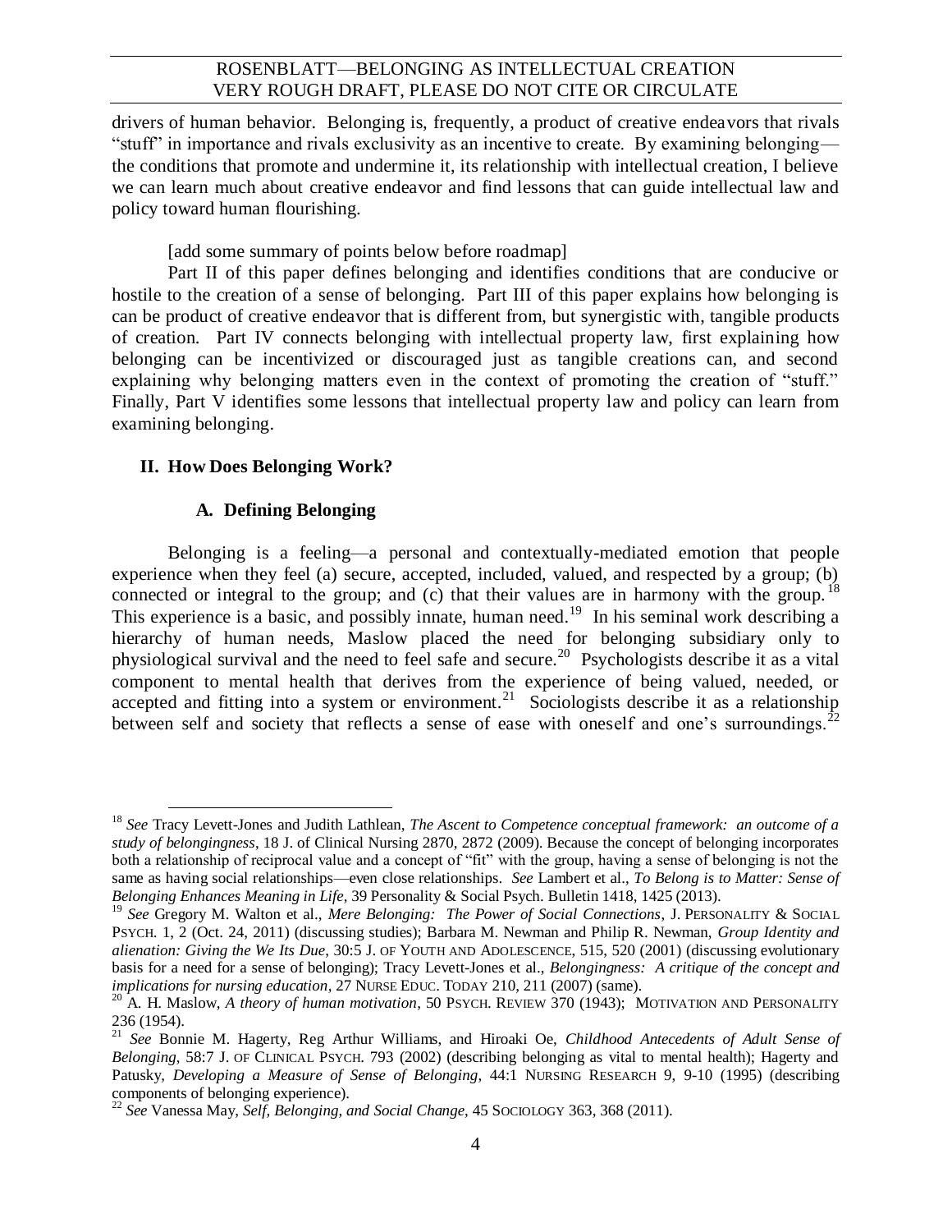drivers of human behavior. Belonging is, frequently, a product of creative endeavors that rivals "stuff" in importance and rivals exclusivity as an incentive to create. By examining belonging—the conditions that promote and undermine it, its relationship with intellectual creation, I believe we can learn much about creative endeavor and find lessons that can guide intellectual law and policy toward human flourishing.

[add some summary of points below before roadmap]

Part II of this paper defines belonging and identifies conditions that are conducive or hostile to the creation of a sense of belonging. Part III of this paper explains how belonging is can be product of creative endeavor that is different from, but synergistic with, tangible products of creation. Part IV connects belonging with intellectual property law, first explaining how belonging can be incentivized or discouraged just as tangible creations can, and second explaining why belonging matters even in the context of promoting the creation of "stuff." Finally, Part V identifies some lessons that intellectual property law and policy can learn from examining belonging.

## II. How Does Belonging Work?

### A. Defining Belonging

Belonging is a feeling—a personal and contextually-mediated emotion that people experience when they feel (a) secure, accepted, included, valued, and respected by a group; (b) connected or integral to the group; and (c) that their values are in harmony with the group.[18] This experience is a basic, and possibly innate, human need.[19] In his seminal work describing a hierarchy of human needs, Maslow placed the need for belonging subsidiary only to physiological survival and the need to feel safe and secure.[20] Psychologists describe it as a vital component to mental health that derives from the experience of being valued, needed, or accepted and fitting into a system or environment.[21] Sociologists describe it as a relationship between self and society that reflects a sense of ease with oneself and one's surroundings.[22]

---

[18] *See* Tracy Levett-Jones and Judith Lathlean, *The Ascent to Competence conceptual framework: an outcome of a study of belongingness*, 18 J. of Clinical Nursing 2870, 2872 (2009). Because the concept of belonging incorporates both a relationship of reciprocal value and a concept of "fit" with the group, having a sense of belonging is not the same as having social relationships—even close relationships. *See* Lambert et al., *To Belong is to Matter: Sense of Belonging Enhances Meaning in Life*, 39 Personality & Social Psych. Bulletin 1418, 1425 (2013).

[19] *See* Gregory M. Walton et al., *Mere Belonging: The Power of Social Connections*, J. PERSONALITY & SOCIAL PSYCH. 1, 2 (Oct. 24, 2011) (discussing studies); Barbara M. Newman and Philip R. Newman, *Group Identity and alienation: Giving the We Its Due*, 30:5 J. OF YOUTH AND ADOLESCENCE, 515, 520 (2001) (discussing evolutionary basis for a need for a sense of belonging); Tracy Levett-Jones et al., *Belongingness: A critique of the concept and implications for nursing education*, 27 NURSE EDUC. TODAY 210, 211 (2007) (same).

[20] A. H. Maslow, *A theory of human motivation*, 50 PSYCH. REVIEW 370 (1943); MOTIVATION AND PERSONALITY 236 (1954).

[21] *See* Bonnie M. Hagerty, Reg Arthur Williams, and Hiroaki Oe, *Childhood Antecedents of Adult Sense of Belonging*, 58:7 J. OF CLINICAL PSYCH. 793 (2002) (describing belonging as vital to mental health); Hagerty and Patusky, *Developing a Measure of Sense of Belonging*, 44:1 NURSING RESEARCH 9, 9-10 (1995) (describing components of belonging experience).

[22] *See* Vanessa May, *Self, Belonging, and Social Change*, 45 SOCIOLOGY 363, 368 (2011).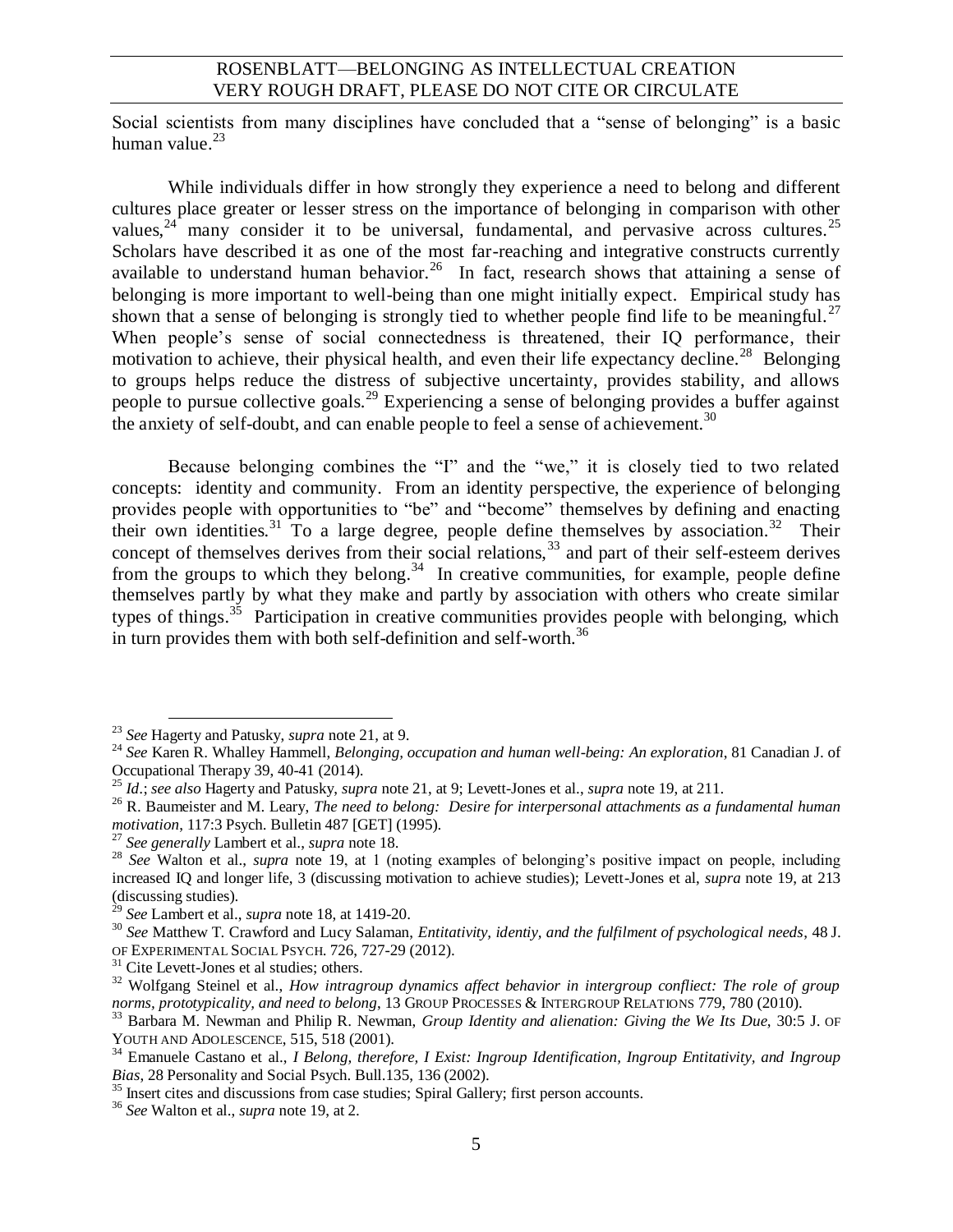Social scientists from many disciplines have concluded that a "sense of belonging" is a basic human value.[23]

While individuals differ in how strongly they experience a need to belong and different cultures place greater or lesser stress on the importance of belonging in comparison with other values,[24] many consider it to be universal, fundamental, and pervasive across cultures.[25] Scholars have described it as one of the most far-reaching and integrative constructs currently available to understand human behavior.[26] In fact, research shows that attaining a sense of belonging is more important to well-being than one might initially expect. Empirical study has shown that a sense of belonging is strongly tied to whether people find life to be meaningful.[27] When people's sense of social connectedness is threatened, their IQ performance, their motivation to achieve, their physical health, and even their life expectancy decline.[28] Belonging to groups helps reduce the distress of subjective uncertainty, provides stability, and allows people to pursue collective goals.[29] Experiencing a sense of belonging provides a buffer against the anxiety of self-doubt, and can enable people to feel a sense of achievement.[30]

Because belonging combines the "I" and the "we," it is closely tied to two related concepts: identity and community. From an identity perspective, the experience of belonging provides people with opportunities to "be" and "become" themselves by defining and enacting their own identities.[31] To a large degree, people define themselves by association.[32] Their concept of themselves derives from their social relations,[33] and part of their self-esteem derives from the groups to which they belong.[34] In creative communities, for example, people define themselves partly by what they make and partly by association with others who create similar types of things.[35] Participation in creative communities provides people with belonging, which in turn provides them with both self-definition and self-worth.[36]

---

[23] *See* Hagerty and Patusky, *supra* note 21, at 9.

[24] *See* Karen R. Whalley Hammell, *Belonging, occupation and human well-being: An exploration*, 81 Canadian J. of Occupational Therapy 39, 40-41 (2014).

[25] *Id.*; *see also* Hagerty and Patusky, *supra* note 21, at 9; Levett-Jones et al., *supra* note 19, at 211.

[26] R. Baumeister and M. Leary, *The need to belong: Desire for interpersonal attachments as a fundamental human motivation*, 117:3 Psych. Bulletin 487 [GET] (1995).

[27] *See generally* Lambert et al., *supra* note 18.

[28] *See* Walton et al., *supra* note 19, at 1 (noting examples of belonging's positive impact on people, including increased IQ and longer life, 3 (discussing motivation to achieve studies); Levett-Jones et al, *supra* note 19, at 213 (discussing studies).

[29] *See* Lambert et al., *supra* note 18, at 1419-20.

[30] *See* Matthew T. Crawford and Lucy Salaman, *Entitativity, identiy, and the fulfilment of psychological needs*, 48 J. OF EXPERIMENTAL SOCIAL PSYCH. 726, 727-29 (2012).

[31] Cite Levett-Jones et al studies; others.

[32] Wolfgang Steinel et al., *How intragroup dynamics affect behavior in intergroup confliect: The role of group norms, prototypicality, and need to belong*, 13 GROUP PROCESSES & INTERGROUP RELATIONS 779, 780 (2010).

[33] Barbara M. Newman and Philip R. Newman, *Group Identity and alienation: Giving the We Its Due*, 30:5 J. OF YOUTH AND ADOLESCENCE, 515, 518 (2001).

[34] Emanuele Castano et al., *I Belong, therefore, I Exist: Ingroup Identification, Ingroup Entitativity, and Ingroup Bias*, 28 Personality and Social Psych. Bull.135, 136 (2002).

[35] Insert cites and discussions from case studies; Spiral Gallery; first person accounts.

[36] *See* Walton et al., *supra* note 19, at 2.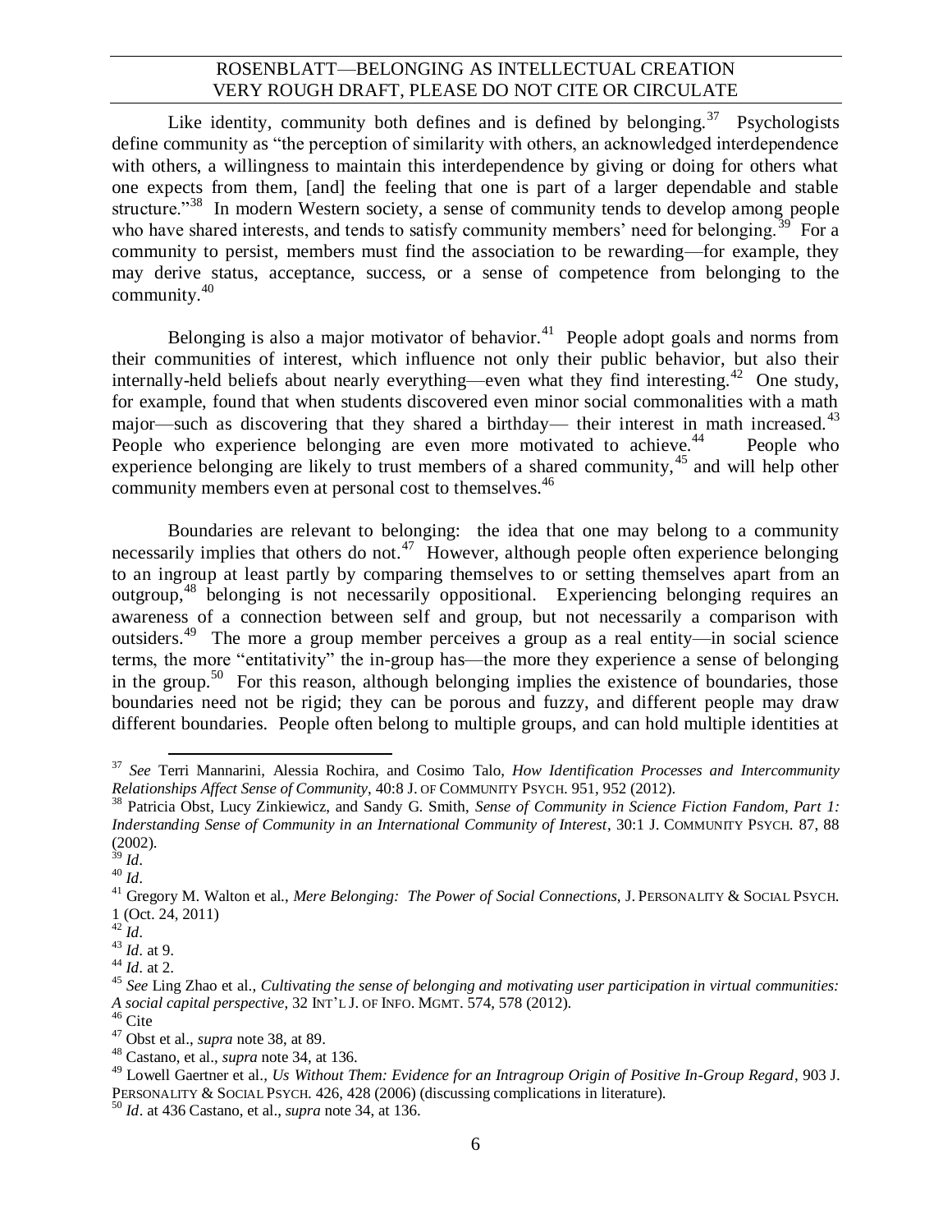Like identity, community both defines and is defined by belonging.[37] Psychologists define community as "the perception of similarity with others, an acknowledged interdependence with others, a willingness to maintain this interdependence by giving or doing for others what one expects from them, [and] the feeling that one is part of a larger dependable and stable structure."[38] In modern Western society, a sense of community tends to develop among people who have shared interests, and tends to satisfy community members' need for belonging.[39] For a community to persist, members must find the association to be rewarding—for example, they may derive status, acceptance, success, or a sense of competence from belonging to the community.[40]

Belonging is also a major motivator of behavior.[41] People adopt goals and norms from their communities of interest, which influence not only their public behavior, but also their internally-held beliefs about nearly everything—even what they find interesting.[42] One study, for example, found that when students discovered even minor social commonalities with a math major—such as discovering that they shared a birthday— their interest in math increased.[43] People who experience belonging are even more motivated to achieve.[44] People who experience belonging are likely to trust members of a shared community,[45] and will help other community members even at personal cost to themselves.[46]

Boundaries are relevant to belonging: the idea that one may belong to a community necessarily implies that others do not.[47] However, although people often experience belonging to an ingroup at least partly by comparing themselves to or setting themselves apart from an outgroup,[48] belonging is not necessarily oppositional. Experiencing belonging requires an awareness of a connection between self and group, but not necessarily a comparison with outsiders.[49] The more a group member perceives a group as a real entity—in social science terms, the more "entitativity" the in-group has—the more they experience a sense of belonging in the group.[50] For this reason, although belonging implies the existence of boundaries, those boundaries need not be rigid; they can be porous and fuzzy, and different people may draw different boundaries. People often belong to multiple groups, and can hold multiple identities at

---

[37] *See* Terri Mannarini, Alessia Rochira, and Cosimo Talo, *How Identification Processes and Intercommunity Relationships Affect Sense of Community*, 40:8 J. OF COMMUNITY PSYCH. 951, 952 (2012).

[38] Patricia Obst, Lucy Zinkiewicz, and Sandy G. Smith, *Sense of Community in Science Fiction Fandom, Part 1: Inderstanding Sense of Community in an International Community of Interest*, 30:1 J. COMMUNITY PSYCH. 87, 88 (2002).

[39] *Id*.

[40] *Id*.

[41] Gregory M. Walton et al., *Mere Belonging: The Power of Social Connections*, J. PERSONALITY & SOCIAL PSYCH. 1 (Oct. 24, 2011)

[42] *Id*.

[43] *Id*. at 9.

[44] *Id*. at 2.

[45] *See* Ling Zhao et al., *Cultivating the sense of belonging and motivating user participation in virtual communities: A social capital perspective*, 32 INT'L J. OF INFO. MGMT. 574, 578 (2012).

[46] Cite

[47] Obst et al., *supra* note 38, at 89.

[48] Castano, et al., *supra* note 34, at 136.

[49] Lowell Gaertner et al., *Us Without Them: Evidence for an Intragroup Origin of Positive In-Group Regard*, 903 J. PERSONALITY & SOCIAL PSYCH. 426, 428 (2006) (discussing complications in literature).

[50] *Id*. at 436 Castano, et al., *supra* note 34, at 136.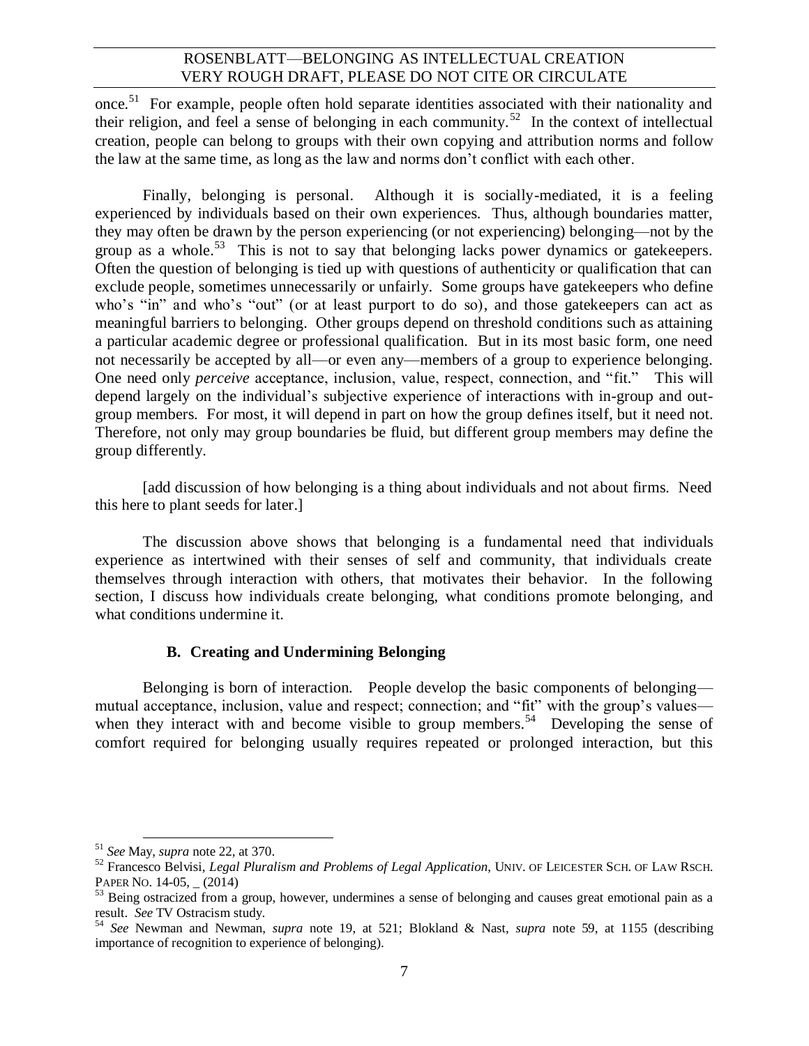once.[51] For example, people often hold separate identities associated with their nationality and their religion, and feel a sense of belonging in each community.[52] In the context of intellectual creation, people can belong to groups with their own copying and attribution norms and follow the law at the same time, as long as the law and norms don't conflict with each other.

Finally, belonging is personal. Although it is socially-mediated, it is a feeling experienced by individuals based on their own experiences. Thus, although boundaries matter, they may often be drawn by the person experiencing (or not experiencing) belonging—not by the group as a whole.[53] This is not to say that belonging lacks power dynamics or gatekeepers. Often the question of belonging is tied up with questions of authenticity or qualification that can exclude people, sometimes unnecessarily or unfairly. Some groups have gatekeepers who define who's "in" and who's "out" (or at least purport to do so), and those gatekeepers can act as meaningful barriers to belonging. Other groups depend on threshold conditions such as attaining a particular academic degree or professional qualification. But in its most basic form, one need not necessarily be accepted by all—or even any—members of a group to experience belonging. One need only *perceive* acceptance, inclusion, value, respect, connection, and "fit." This will depend largely on the individual's subjective experience of interactions with in-group and out-group members. For most, it will depend in part on how the group defines itself, but it need not. Therefore, not only may group boundaries be fluid, but different group members may define the group differently.

[add discussion of how belonging is a thing about individuals and not about firms. Need this here to plant seeds for later.]

The discussion above shows that belonging is a fundamental need that individuals experience as intertwined with their senses of self and community, that individuals create themselves through interaction with others, that motivates their behavior. In the following section, I discuss how individuals create belonging, what conditions promote belonging, and what conditions undermine it.

### B. Creating and Undermining Belonging

Belonging is born of interaction. People develop the basic components of belonging—mutual acceptance, inclusion, value and respect; connection; and "fit" with the group's values—when they interact with and become visible to group members.[54] Developing the sense of comfort required for belonging usually requires repeated or prolonged interaction, but this

---

[51] *See* May, *supra* note 22, at 370.

[52] Francesco Belvisi, *Legal Pluralism and Problems of Legal Application*, UNIV. OF LEICESTER SCH. OF LAW RSCH. PAPER NO. 14-05, _ (2014)

[53] Being ostracized from a group, however, undermines a sense of belonging and causes great emotional pain as a result. *See* TV Ostracism study.

[54] *See* Newman and Newman, *supra* note 19, at 521; Blokland & Nast, *supra* note 59, at 1155 (describing importance of recognition to experience of belonging).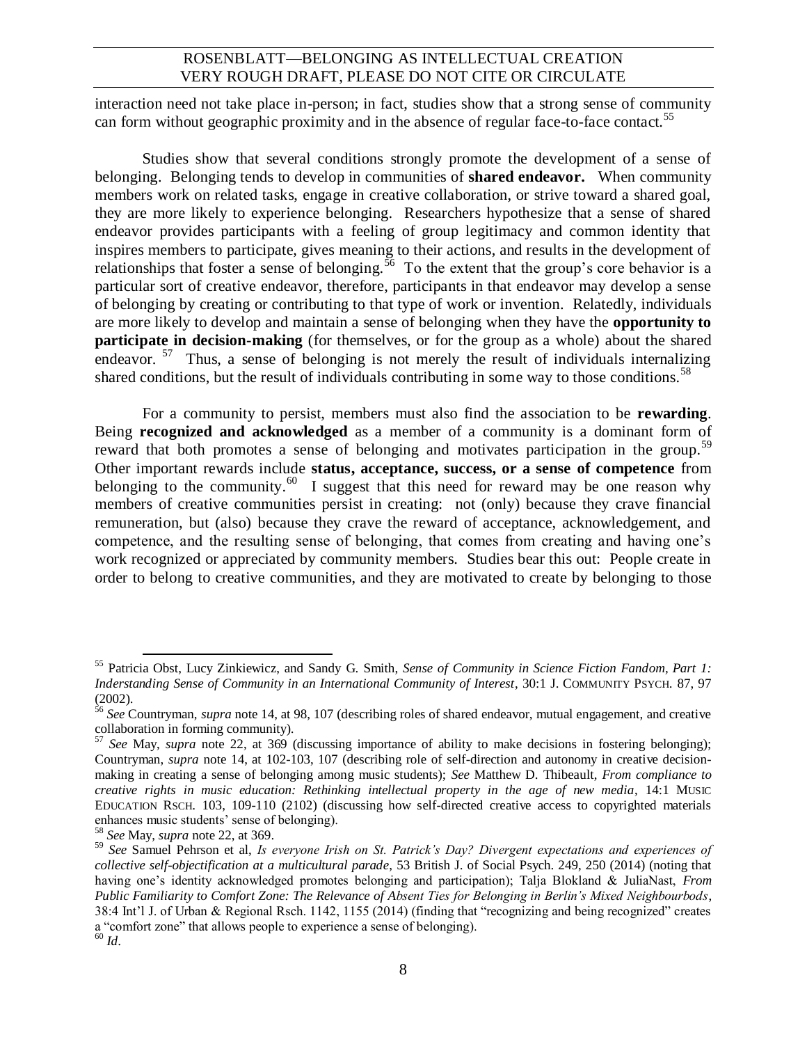interaction need not take place in-person; in fact, studies show that a strong sense of community can form without geographic proximity and in the absence of regular face-to-face contact.[55]

Studies show that several conditions strongly promote the development of a sense of belonging. Belonging tends to develop in communities of **shared endeavor.** When community members work on related tasks, engage in creative collaboration, or strive toward a shared goal, they are more likely to experience belonging. Researchers hypothesize that a sense of shared endeavor provides participants with a feeling of group legitimacy and common identity that inspires members to participate, gives meaning to their actions, and results in the development of relationships that foster a sense of belonging.[56] To the extent that the group's core behavior is a particular sort of creative endeavor, therefore, participants in that endeavor may develop a sense of belonging by creating or contributing to that type of work or invention. Relatedly, individuals are more likely to develop and maintain a sense of belonging when they have the **opportunity to participate in decision-making** (for themselves, or for the group as a whole) about the shared endeavor.[57] Thus, a sense of belonging is not merely the result of individuals internalizing shared conditions, but the result of individuals contributing in some way to those conditions.[58]

For a community to persist, members must also find the association to be **rewarding**. Being **recognized and acknowledged** as a member of a community is a dominant form of reward that both promotes a sense of belonging and motivates participation in the group.[59] Other important rewards include **status, acceptance, success, or a sense of competence** from belonging to the community.[60] I suggest that this need for reward may be one reason why members of creative communities persist in creating: not (only) because they crave financial remuneration, but (also) because they crave the reward of acceptance, acknowledgement, and competence, and the resulting sense of belonging, that comes from creating and having one's work recognized or appreciated by community members. Studies bear this out: People create in order to belong to creative communities, and they are motivated to create by belonging to those

---

[55] Patricia Obst, Lucy Zinkiewicz, and Sandy G. Smith, *Sense of Community in Science Fiction Fandom, Part 1: Inderstanding Sense of Community in an International Community of Interest*, 30:1 J. COMMUNITY PSYCH. 87, 97 (2002).

[56] *See* Countryman, *supra* note 14, at 98, 107 (describing roles of shared endeavor, mutual engagement, and creative collaboration in forming community).

[57] *See* May, *supra* note 22, at 369 (discussing importance of ability to make decisions in fostering belonging); Countryman, *supra* note 14, at 102-103, 107 (describing role of self-direction and autonomy in creative decision-making in creating a sense of belonging among music students); *See* Matthew D. Thibeault, *From compliance to creative rights in music education: Rethinking intellectual property in the age of new media*, 14:1 MUSIC EDUCATION RSCH. 103, 109-110 (2102) (discussing how self-directed creative access to copyrighted materials enhances music students' sense of belonging).

[58] *See* May, *supra* note 22, at 369.

[59] *See* Samuel Pehrson et al, *Is everyone Irish on St. Patrick's Day? Divergent expectations and experiences of collective self-objectification at a multicultural parade*, 53 British J. of Social Psych. 249, 250 (2014) (noting that having one's identity acknowledged promotes belonging and participation); Talja Blokland & JuliaNast, *From Public Familiarity to Comfort Zone: The Relevance of Absent Ties for Belonging in Berlin's Mixed Neighbourbods*, 38:4 Int'l J. of Urban & Regional Rsch. 1142, 1155 (2014) (finding that "recognizing and being recognized" creates a "comfort zone" that allows people to experience a sense of belonging).

[60] *Id*.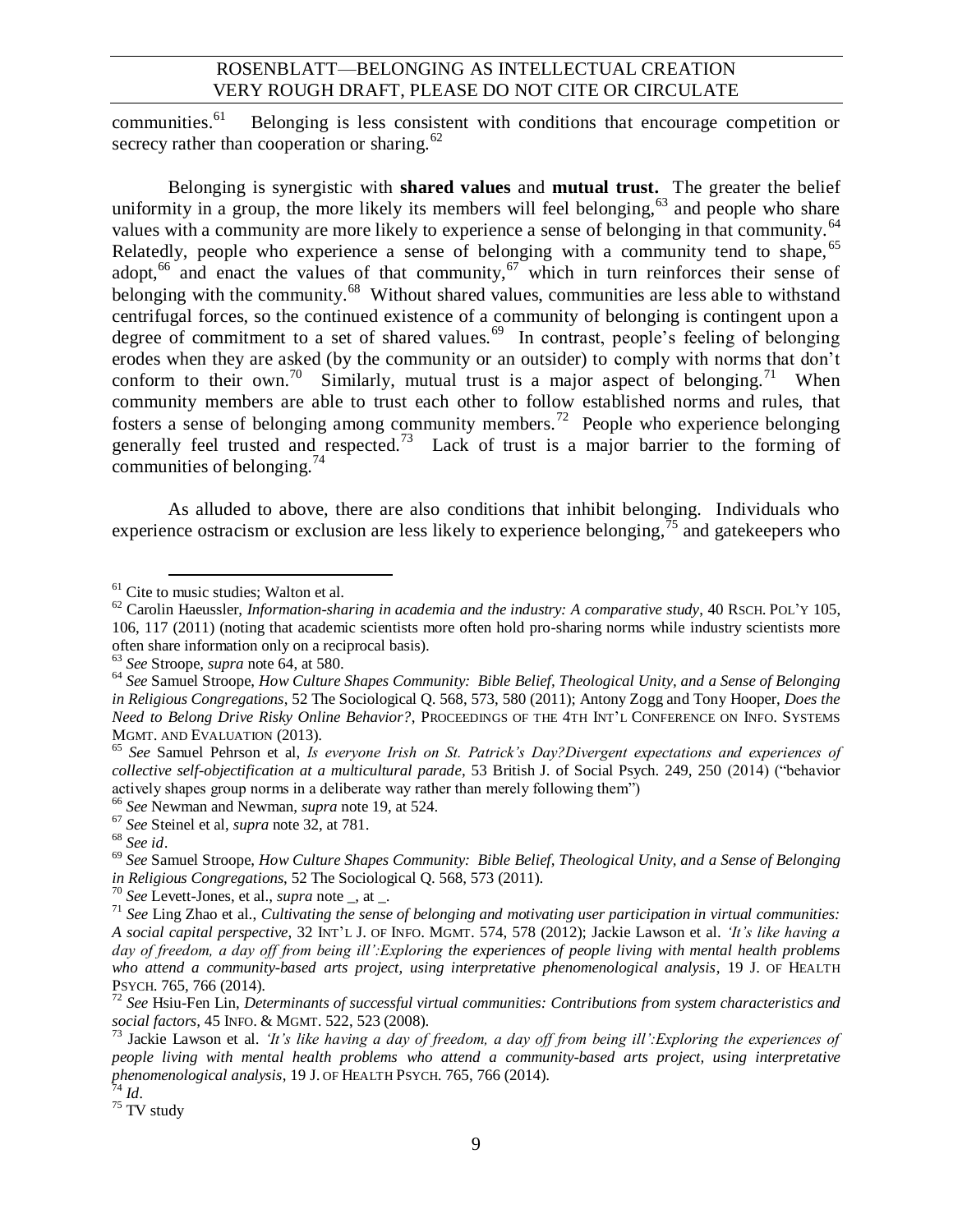communities.[61] Belonging is less consistent with conditions that encourage competition or secrecy rather than cooperation or sharing.[62]

Belonging is synergistic with **shared values** and **mutual trust.** The greater the belief uniformity in a group, the more likely its members will feel belonging,[63] and people who share values with a community are more likely to experience a sense of belonging in that community.[64] Relatedly, people who experience a sense of belonging with a community tend to shape,[65] adopt,[66] and enact the values of that community,[67] which in turn reinforces their sense of belonging with the community.[68] Without shared values, communities are less able to withstand centrifugal forces, so the continued existence of a community of belonging is contingent upon a degree of commitment to a set of shared values.[69] In contrast, people's feeling of belonging erodes when they are asked (by the community or an outsider) to comply with norms that don't conform to their own.[70] Similarly, mutual trust is a major aspect of belonging.[71] When community members are able to trust each other to follow established norms and rules, that fosters a sense of belonging among community members.[72] People who experience belonging generally feel trusted and respected.[73] Lack of trust is a major barrier to the forming of communities of belonging.[74]

As alluded to above, there are also conditions that inhibit belonging. Individuals who experience ostracism or exclusion are less likely to experience belonging,[75] and gatekeepers who

---

[61] Cite to music studies; Walton et al.

[62] Carolin Haeussler, *Information-sharing in academia and the industry: A comparative study*, 40 RSCH. POL'Y 105, 106, 117 (2011) (noting that academic scientists more often hold pro-sharing norms while industry scientists more often share information only on a reciprocal basis).

[63] *See* Stroope, *supra* note 64, at 580.

[64] *See* Samuel Stroope, *How Culture Shapes Community: Bible Belief, Theological Unity, and a Sense of Belonging in Religious Congregations*, 52 The Sociological Q. 568, 573, 580 (2011); Antony Zogg and Tony Hooper, *Does the Need to Belong Drive Risky Online Behavior?*, PROCEEDINGS OF THE 4TH INT'L CONFERENCE ON INFO. SYSTEMS MGMT. AND EVALUATION (2013).

[65] *See* Samuel Pehrson et al, *Is everyone Irish on St. Patrick's Day?Divergent expectations and experiences of collective self-objectification at a multicultural parade*, 53 British J. of Social Psych. 249, 250 (2014) ("behavior actively shapes group norms in a deliberate way rather than merely following them")

[66] *See* Newman and Newman, *supra* note 19, at 524.

[67] *See* Steinel et al, *supra* note 32, at 781.

[68] *See id*.

[69] *See* Samuel Stroope, *How Culture Shapes Community: Bible Belief, Theological Unity, and a Sense of Belonging in Religious Congregations*, 52 The Sociological Q. 568, 573 (2011).

[70] *See* Levett-Jones, et al., *supra* note _, at _.

[71] *See* Ling Zhao et al., *Cultivating the sense of belonging and motivating user participation in virtual communities: A social capital perspective*, 32 INT'L J. OF INFO. MGMT. 574, 578 (2012); Jackie Lawson et al. *'It's like having a day of freedom, a day off from being ill':Exploring the experiences of people living with mental health problems who attend a community-based arts project, using interpretative phenomenological analysis*, 19 J. OF HEALTH PSYCH. 765, 766 (2014).

[72] *See* Hsiu-Fen Lin, *Determinants of successful virtual communities: Contributions from system characteristics and social factors*, 45 INFO. & MGMT. 522, 523 (2008).

[73] Jackie Lawson et al. *'It's like having a day of freedom, a day off from being ill':Exploring the experiences of people living with mental health problems who attend a community-based arts project, using interpretative phenomenological analysis*, 19 J. OF HEALTH PSYCH. 765, 766 (2014).

[74] *Id*.

[75] TV study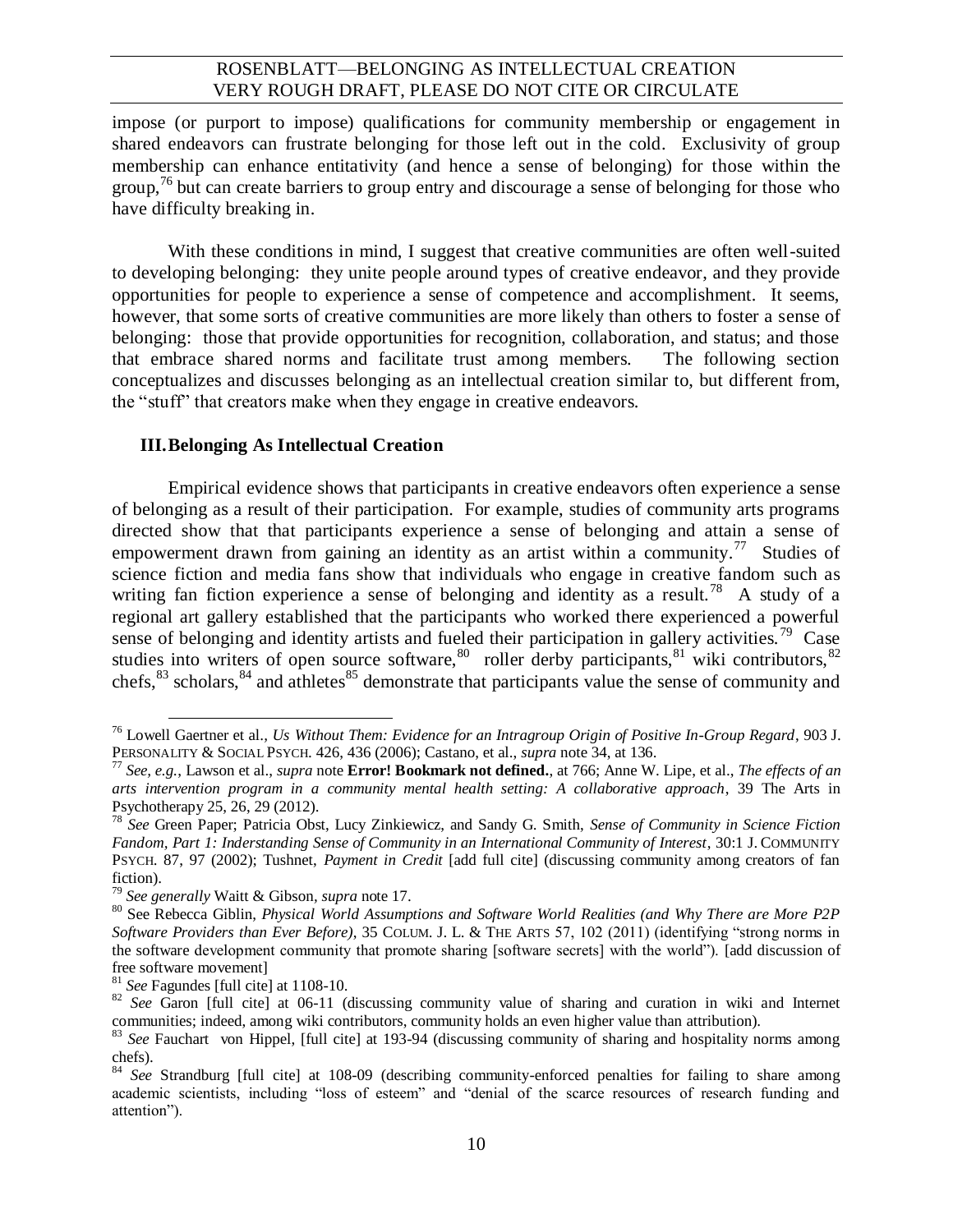impose (or purport to impose) qualifications for community membership or engagement in shared endeavors can frustrate belonging for those left out in the cold. Exclusivity of group membership can enhance entitativity (and hence a sense of belonging) for those within the group,[76] but can create barriers to group entry and discourage a sense of belonging for those who have difficulty breaking in.

With these conditions in mind, I suggest that creative communities are often well-suited to developing belonging: they unite people around types of creative endeavor, and they provide opportunities for people to experience a sense of competence and accomplishment. It seems, however, that some sorts of creative communities are more likely than others to foster a sense of belonging: those that provide opportunities for recognition, collaboration, and status; and those that embrace shared norms and facilitate trust among members. The following section conceptualizes and discusses belonging as an intellectual creation similar to, but different from, the "stuff" that creators make when they engage in creative endeavors.

## III. Belonging As Intellectual Creation

Empirical evidence shows that participants in creative endeavors often experience a sense of belonging as a result of their participation. For example, studies of community arts programs directed show that that participants experience a sense of belonging and attain a sense of empowerment drawn from gaining an identity as an artist within a community.[77] Studies of science fiction and media fans show that individuals who engage in creative fandom such as writing fan fiction experience a sense of belonging and identity as a result.[78] A study of a regional art gallery established that the participants who worked there experienced a powerful sense of belonging and identity artists and fueled their participation in gallery activities.[79] Case studies into writers of open source software,[80] roller derby participants,[81] wiki contributors,[82] chefs,[83] scholars,[84] and athletes[85] demonstrate that participants value the sense of community and

---

[76] Lowell Gaertner et al., *Us Without Them: Evidence for an Intragroup Origin of Positive In-Group Regard*, 903 J. Personality & Social Psych. 426, 436 (2006); Castano, et al., *supra* note 34, at 136.

[77] *See, e.g.*, Lawson et al., *supra* note **Error! Bookmark not defined.**, at 766; Anne W. Lipe, et al., *The effects of an arts intervention program in a community mental health setting: A collaborative approach*, 39 The Arts in Psychotherapy 25, 26, 29 (2012).

[78] *See* Green Paper; Patricia Obst, Lucy Zinkiewicz, and Sandy G. Smith, *Sense of Community in Science Fiction Fandom, Part 1: Inderstanding Sense of Community in an International Community of Interest*, 30:1 J. Community Psych. 87, 97 (2002); Tushnet, *Payment in Credit* [add full cite] (discussing community among creators of fan fiction).

[79] *See generally* Waitt & Gibson, *supra* note 17.

[80] See Rebecca Giblin, *Physical World Assumptions and Software World Realities (and Why There are More P2P Software Providers than Ever Before)*, 35 Colum. J. L. & The Arts 57, 102 (2011) (identifying "strong norms in the software development community that promote sharing [software secrets] with the world"). [add discussion of free software movement]

[81] *See* Fagundes [full cite] at 1108-10.

[82] *See* Garon [full cite] at 06-11 (discussing community value of sharing and curation in wiki and Internet communities; indeed, among wiki contributors, community holds an even higher value than attribution).

[83] *See* Fauchart von Hippel, [full cite] at 193-94 (discussing community of sharing and hospitality norms among chefs).

[84] *See* Strandburg [full cite] at 108-09 (describing community-enforced penalties for failing to share among academic scientists, including "loss of esteem" and "denial of the scarce resources of research funding and attention").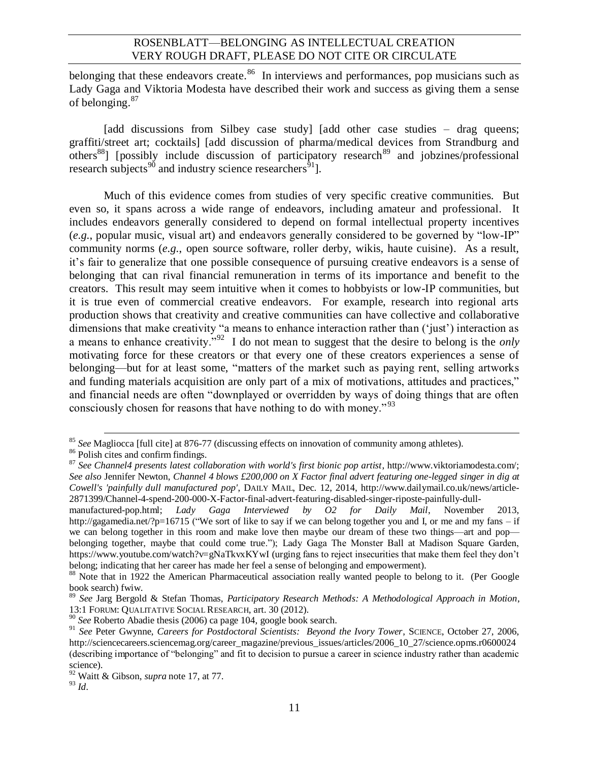belonging that these endeavors create.[86] In interviews and performances, pop musicians such as Lady Gaga and Viktoria Modesta have described their work and success as giving them a sense of belonging.[87]

[add discussions from Silbey case study] [add other case studies – drag queens; graffiti/street art; cocktails] [add discussion of pharma/medical devices from Strandburg and others[88]] [possibly include discussion of participatory research[89] and jobzines/professional research subjects[90] and industry science researchers[91]].

Much of this evidence comes from studies of very specific creative communities. But even so, it spans across a wide range of endeavors, including amateur and professional. It includes endeavors generally considered to depend on formal intellectual property incentives (*e.g.*, popular music, visual art) and endeavors generally considered to be governed by "low-IP" community norms (*e.g.*, open source software, roller derby, wikis, haute cuisine). As a result, it's fair to generalize that one possible consequence of pursuing creative endeavors is a sense of belonging that can rival financial remuneration in terms of its importance and benefit to the creators. This result may seem intuitive when it comes to hobbyists or low-IP communities, but it is true even of commercial creative endeavors. For example, research into regional arts production shows that creativity and creative communities can have collective and collaborative dimensions that make creativity "a means to enhance interaction rather than ('just') interaction as a means to enhance creativity."[92] I do not mean to suggest that the desire to belong is the *only* motivating force for these creators or that every one of these creators experiences a sense of belonging—but for at least some, "matters of the market such as paying rent, selling artworks and funding materials acquisition are only part of a mix of motivations, attitudes and practices," and financial needs are often "downplayed or overridden by ways of doing things that are often consciously chosen for reasons that have nothing to do with money."[93]

---

[85] *See* Magliocca [full cite] at 876-77 (discussing effects on innovation of community among athletes).

[86] Polish cites and confirm findings.

[87] *See Channel4 presents latest collaboration with world's first bionic pop artist*, http://www.viktoriamodesta.com/; *See also* Jennifer Newton, *Channel 4 blows £200,000 on X Factor final advert featuring one-legged singer in dig at Cowell's 'painfully dull manufactured pop'*, DAILY MAIL, Dec. 12, 2014, http://www.dailymail.co.uk/news/article-2871399/Channel-4-spend-200-000-X-Factor-final-advert-featuring-disabled-singer-riposte-painfully-dull-manufactured-pop.html; *Lady Gaga Interviewed by O2 for Daily Mail*, November 2013, http://gagamedia.net/?p=16715 ("We sort of like to say if we can belong together you and I, or me and my fans – if we can belong together in this room and make love then maybe our dream of these two things—art and pop—belonging together, maybe that could come true."); Lady Gaga The Monster Ball at Madison Square Garden, https://www.youtube.com/watch?v=gNaTkvxKYwI (urging fans to reject insecurities that make them feel they don't belong; indicating that her career has made her feel a sense of belonging and empowerment).

[88] Note that in 1922 the American Pharmaceutical association really wanted people to belong to it. (Per Google book search) fwiw.

[89] *See* Jarg Bergold & Stefan Thomas, *Participatory Research Methods: A Methodological Approach in Motion*, 13:1 FORUM: QUALITATIVE SOCIAL RESEARCH, art. 30 (2012).

[90] *See* Roberto Abadie thesis (2006) ca page 104, google book search.

[91] *See* Peter Gwynne, *Careers for Postdoctoral Scientists: Beyond the Ivory Tower*, SCIENCE, October 27, 2006, http://sciencecareers.sciencemag.org/career_magazine/previous_issues/articles/2006_10_27/science.opms.r0600024 (describing importance of "belonging" and fit to decision to pursue a career in science industry rather than academic science).

[92] Waitt & Gibson, *supra* note 17, at 77.

[93] *Id*.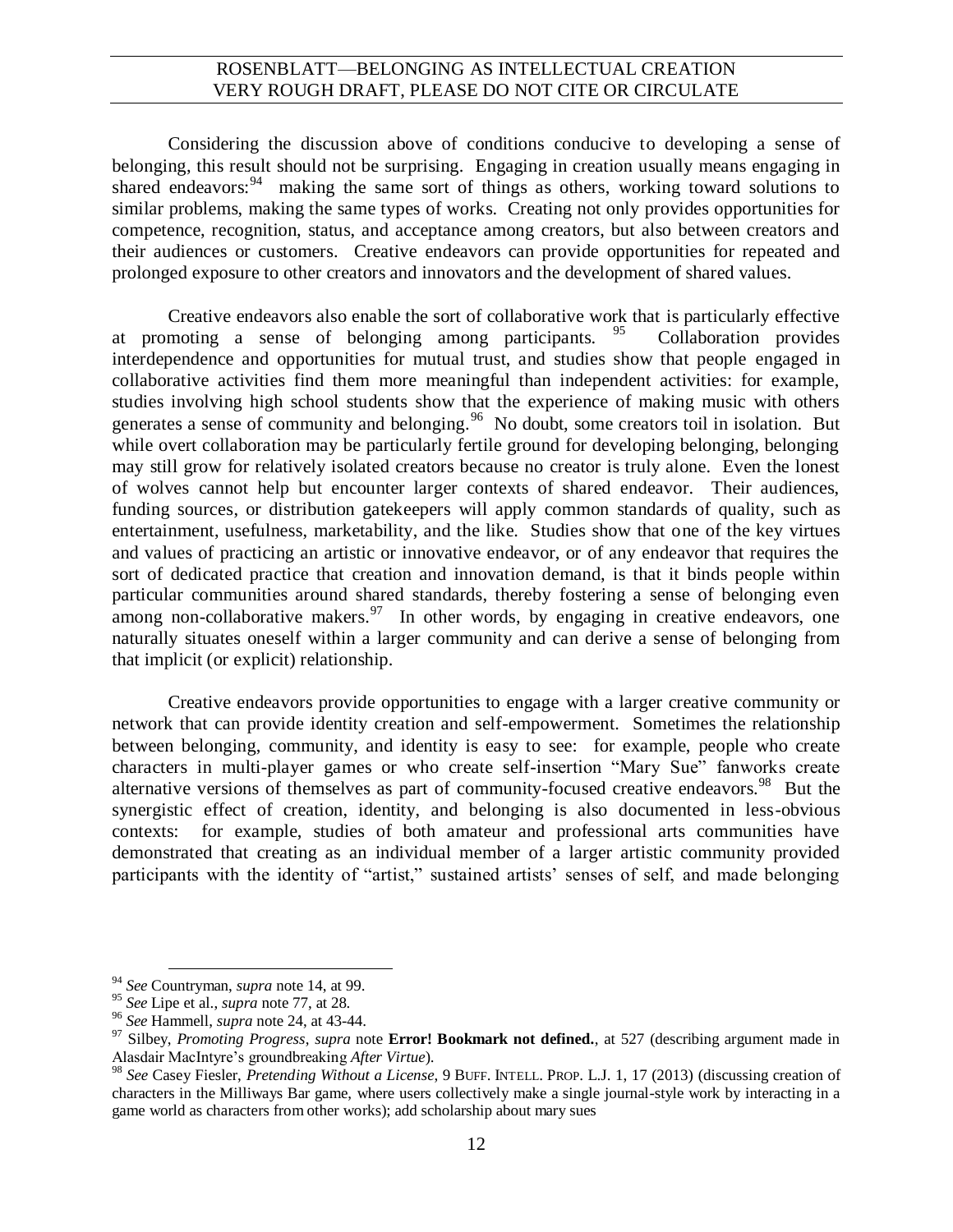Considering the discussion above of conditions conducive to developing a sense of belonging, this result should not be surprising. Engaging in creation usually means engaging in shared endeavors:[94] making the same sort of things as others, working toward solutions to similar problems, making the same types of works. Creating not only provides opportunities for competence, recognition, status, and acceptance among creators, but also between creators and their audiences or customers. Creative endeavors can provide opportunities for repeated and prolonged exposure to other creators and innovators and the development of shared values.

Creative endeavors also enable the sort of collaborative work that is particularly effective at promoting a sense of belonging among participants.[95] Collaboration provides interdependence and opportunities for mutual trust, and studies show that people engaged in collaborative activities find them more meaningful than independent activities: for example, studies involving high school students show that the experience of making music with others generates a sense of community and belonging.[96] No doubt, some creators toil in isolation. But while overt collaboration may be particularly fertile ground for developing belonging, belonging may still grow for relatively isolated creators because no creator is truly alone. Even the lonest of wolves cannot help but encounter larger contexts of shared endeavor. Their audiences, funding sources, or distribution gatekeepers will apply common standards of quality, such as entertainment, usefulness, marketability, and the like. Studies show that one of the key virtues and values of practicing an artistic or innovative endeavor, or of any endeavor that requires the sort of dedicated practice that creation and innovation demand, is that it binds people within particular communities around shared standards, thereby fostering a sense of belonging even among non-collaborative makers.[97] In other words, by engaging in creative endeavors, one naturally situates oneself within a larger community and can derive a sense of belonging from that implicit (or explicit) relationship.

Creative endeavors provide opportunities to engage with a larger creative community or network that can provide identity creation and self-empowerment. Sometimes the relationship between belonging, community, and identity is easy to see: for example, people who create characters in multi-player games or who create self-insertion "Mary Sue" fanworks create alternative versions of themselves as part of community-focused creative endeavors.[98] But the synergistic effect of creation, identity, and belonging is also documented in less-obvious contexts: for example, studies of both amateur and professional arts communities have demonstrated that creating as an individual member of a larger artistic community provided participants with the identity of "artist," sustained artists' senses of self, and made belonging

---

[94] *See* Countryman, *supra* note 14, at 99.

[95] *See* Lipe et al., *supra* note 77, at 28.

[96] *See* Hammell, *supra* note 24, at 43-44.

[97] Silbey, *Promoting Progress*, *supra* note **Error! Bookmark not defined.**, at 527 (describing argument made in Alasdair MacIntyre's groundbreaking *After Virtue*).

[98] *See* Casey Fiesler, *Pretending Without a License*, 9 BUFF. INTELL. PROP. L.J. 1, 17 (2013) (discussing creation of characters in the Milliways Bar game, where users collectively make a single journal-style work by interacting in a game world as characters from other works); add scholarship about mary sues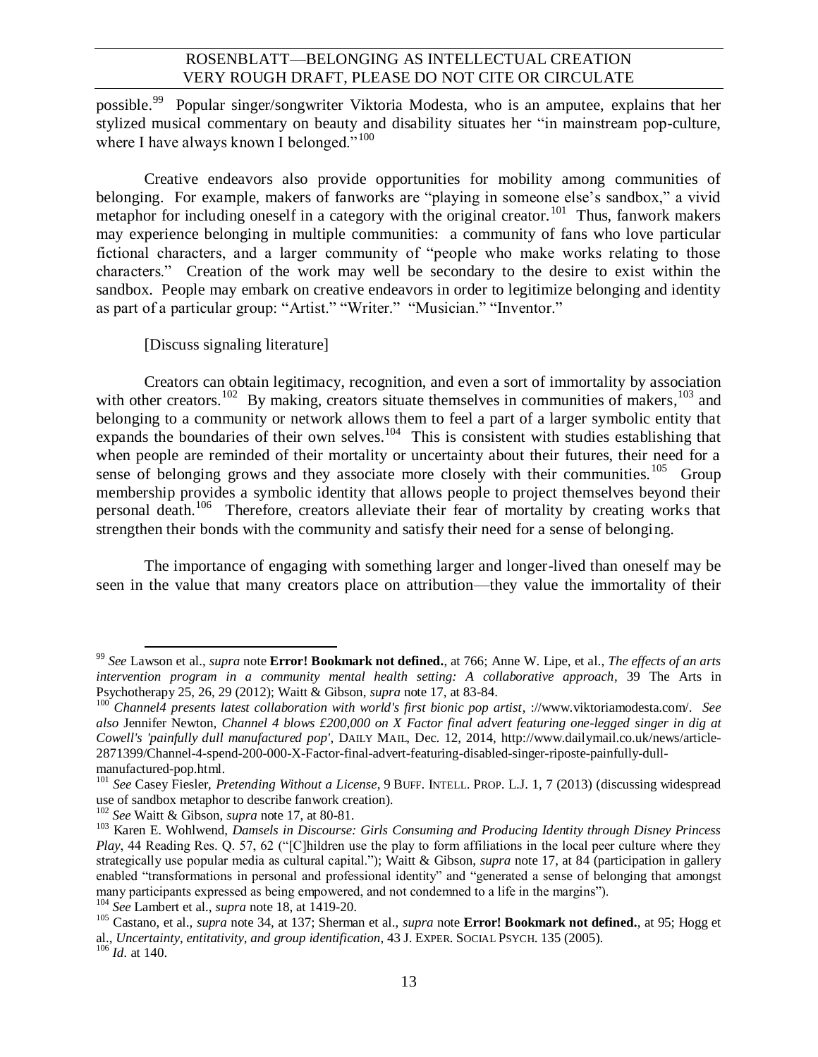possible.[99] Popular singer/songwriter Viktoria Modesta, who is an amputee, explains that her stylized musical commentary on beauty and disability situates her "in mainstream pop-culture, where I have always known I belonged."[100]

Creative endeavors also provide opportunities for mobility among communities of belonging. For example, makers of fanworks are "playing in someone else's sandbox," a vivid metaphor for including oneself in a category with the original creator.[101] Thus, fanwork makers may experience belonging in multiple communities: a community of fans who love particular fictional characters, and a larger community of "people who make works relating to those characters." Creation of the work may well be secondary to the desire to exist within the sandbox. People may embark on creative endeavors in order to legitimize belonging and identity as part of a particular group: "Artist." "Writer." "Musician." "Inventor."

[Discuss signaling literature]

Creators can obtain legitimacy, recognition, and even a sort of immortality by association with other creators.[102] By making, creators situate themselves in communities of makers,[103] and belonging to a community or network allows them to feel a part of a larger symbolic entity that expands the boundaries of their own selves.[104] This is consistent with studies establishing that when people are reminded of their mortality or uncertainty about their futures, their need for a sense of belonging grows and they associate more closely with their communities.[105] Group membership provides a symbolic identity that allows people to project themselves beyond their personal death.[106] Therefore, creators alleviate their fear of mortality by creating works that strengthen their bonds with the community and satisfy their need for a sense of belonging.

The importance of engaging with something larger and longer-lived than oneself may be seen in the value that many creators place on attribution—they value the immortality of their

---

[99] *See* Lawson et al., *supra* note **Error! Bookmark not defined.**, at 766; Anne W. Lipe, et al., *The effects of an arts intervention program in a community mental health setting: A collaborative approach*, 39 The Arts in Psychotherapy 25, 26, 29 (2012); Waitt & Gibson, *supra* note 17, at 83-84.

[100] *Channel4 presents latest collaboration with world's first bionic pop artist*, ://www.viktoriamodesta.com/. *See also* Jennifer Newton, *Channel 4 blows £200,000 on X Factor final advert featuring one-legged singer in dig at Cowell's 'painfully dull manufactured pop'*, DAILY MAIL, Dec. 12, 2014, http://www.dailymail.co.uk/news/article-2871399/Channel-4-spend-200-000-X-Factor-final-advert-featuring-disabled-singer-riposte-painfully-dull-manufactured-pop.html.

[101] *See* Casey Fiesler, *Pretending Without a License*, 9 BUFF. INTELL. PROP. L.J. 1, 7 (2013) (discussing widespread use of sandbox metaphor to describe fanwork creation).

[102] *See* Waitt & Gibson, *supra* note 17, at 80-81.

[103] Karen E. Wohlwend, *Damsels in Discourse: Girls Consuming and Producing Identity through Disney Princess Play*, 44 Reading Res. Q. 57, 62 ("[C]hildren use the play to form affiliations in the local peer culture where they strategically use popular media as cultural capital."); Waitt & Gibson, *supra* note 17, at 84 (participation in gallery enabled "transformations in personal and professional identity" and "generated a sense of belonging that amongst many participants expressed as being empowered, and not condemned to a life in the margins").

[104] *See* Lambert et al., *supra* note 18, at 1419-20.

[105] Castano, et al., *supra* note 34, at 137; Sherman et al., *supra* note **Error! Bookmark not defined.**, at 95; Hogg et al., *Uncertainty, entitativity, and group identification*, 43 J. EXPER. SOCIAL PSYCH. 135 (2005).

[106] *Id*. at 140.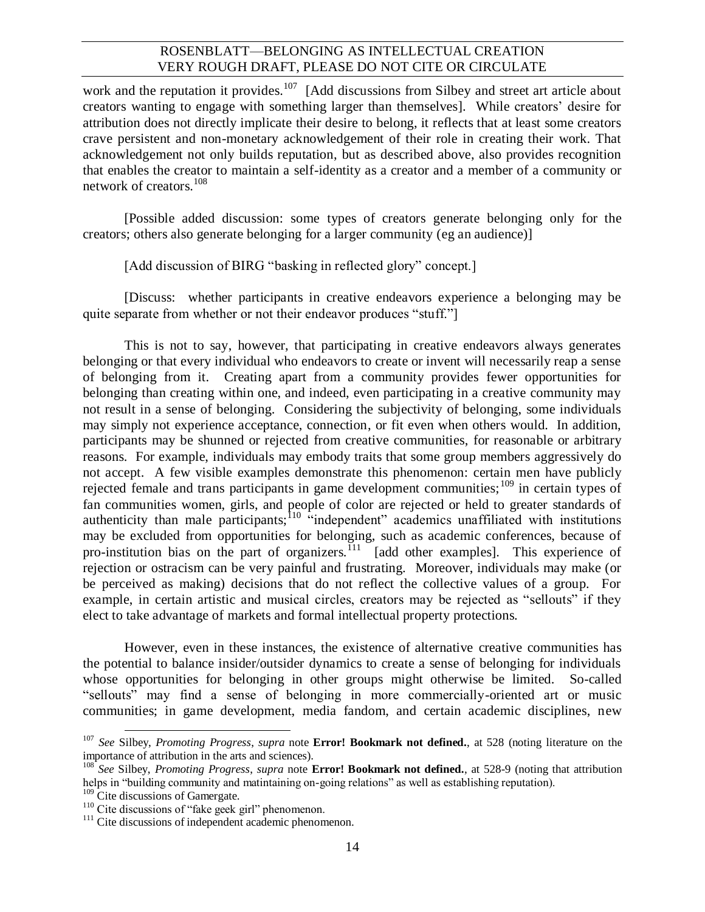work and the reputation it provides.[107] [Add discussions from Silbey and street art article about creators wanting to engage with something larger than themselves]. While creators' desire for attribution does not directly implicate their desire to belong, it reflects that at least some creators crave persistent and non-monetary acknowledgement of their role in creating their work. That acknowledgement not only builds reputation, but as described above, also provides recognition that enables the creator to maintain a self-identity as a creator and a member of a community or network of creators.[108]

[Possible added discussion: some types of creators generate belonging only for the creators; others also generate belonging for a larger community (eg an audience)]

[Add discussion of BIRG "basking in reflected glory" concept.]

[Discuss: whether participants in creative endeavors experience a belonging may be quite separate from whether or not their endeavor produces "stuff."]

This is not to say, however, that participating in creative endeavors always generates belonging or that every individual who endeavors to create or invent will necessarily reap a sense of belonging from it. Creating apart from a community provides fewer opportunities for belonging than creating within one, and indeed, even participating in a creative community may not result in a sense of belonging. Considering the subjectivity of belonging, some individuals may simply not experience acceptance, connection, or fit even when others would. In addition, participants may be shunned or rejected from creative communities, for reasonable or arbitrary reasons. For example, individuals may embody traits that some group members aggressively do not accept. A few visible examples demonstrate this phenomenon: certain men have publicly rejected female and trans participants in game development communities;[109] in certain types of fan communities women, girls, and people of color are rejected or held to greater standards of authenticity than male participants;[110] "independent" academics unaffiliated with institutions may be excluded from opportunities for belonging, such as academic conferences, because of pro-institution bias on the part of organizers.[111] [add other examples]. This experience of rejection or ostracism can be very painful and frustrating. Moreover, individuals may make (or be perceived as making) decisions that do not reflect the collective values of a group. For example, in certain artistic and musical circles, creators may be rejected as "sellouts" if they elect to take advantage of markets and formal intellectual property protections.

However, even in these instances, the existence of alternative creative communities has the potential to balance insider/outsider dynamics to create a sense of belonging for individuals whose opportunities for belonging in other groups might otherwise be limited. So-called "sellouts" may find a sense of belonging in more commercially-oriented art or music communities; in game development, media fandom, and certain academic disciplines, new

---

[107] *See* Silbey, *Promoting Progress*, *supra* note **Error! Bookmark not defined.**, at 528 (noting literature on the importance of attribution in the arts and sciences).

[108] *See* Silbey, *Promoting Progress*, *supra* note **Error! Bookmark not defined.**, at 528-9 (noting that attribution helps in "building community and matintaining on-going relations" as well as establishing reputation).

[109] Cite discussions of Gamergate.

[110] Cite discussions of "fake geek girl" phenomenon.

[111] Cite discussions of independent academic phenomenon.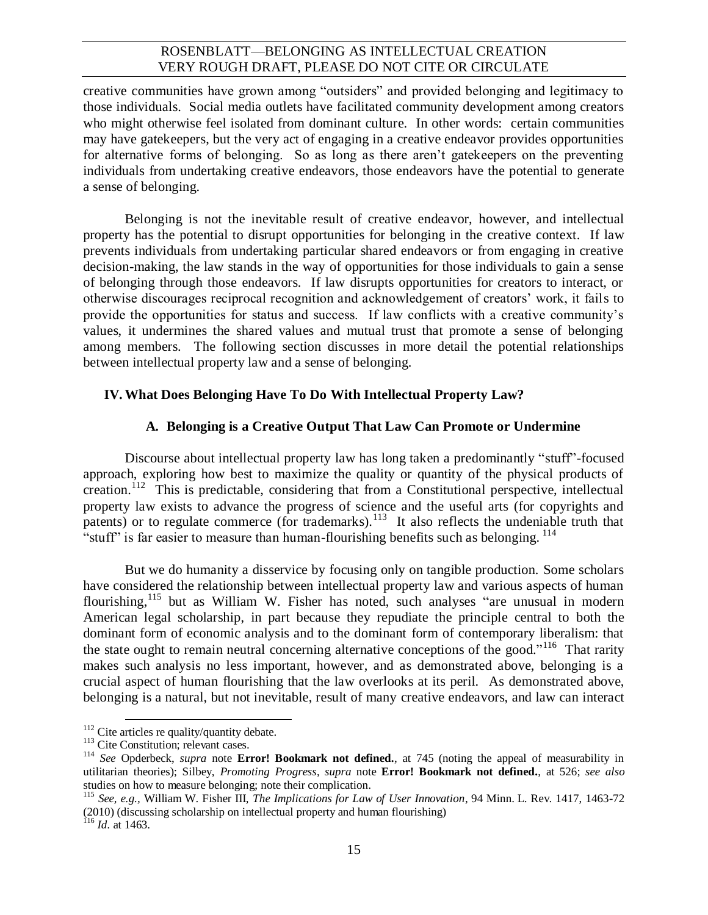creative communities have grown among "outsiders" and provided belonging and legitimacy to those individuals. Social media outlets have facilitated community development among creators who might otherwise feel isolated from dominant culture. In other words: certain communities may have gatekeepers, but the very act of engaging in a creative endeavor provides opportunities for alternative forms of belonging. So as long as there aren't gatekeepers on the preventing individuals from undertaking creative endeavors, those endeavors have the potential to generate a sense of belonging.

Belonging is not the inevitable result of creative endeavor, however, and intellectual property has the potential to disrupt opportunities for belonging in the creative context. If law prevents individuals from undertaking particular shared endeavors or from engaging in creative decision-making, the law stands in the way of opportunities for those individuals to gain a sense of belonging through those endeavors. If law disrupts opportunities for creators to interact, or otherwise discourages reciprocal recognition and acknowledgement of creators' work, it fails to provide the opportunities for status and success. If law conflicts with a creative community's values, it undermines the shared values and mutual trust that promote a sense of belonging among members. The following section discusses in more detail the potential relationships between intellectual property law and a sense of belonging.

## IV. What Does Belonging Have To Do With Intellectual Property Law?

### A. Belonging is a Creative Output That Law Can Promote or Undermine

Discourse about intellectual property law has long taken a predominantly "stuff"-focused approach, exploring how best to maximize the quality or quantity of the physical products of creation.[112] This is predictable, considering that from a Constitutional perspective, intellectual property law exists to advance the progress of science and the useful arts (for copyrights and patents) or to regulate commerce (for trademarks).[113] It also reflects the undeniable truth that "stuff" is far easier to measure than human-flourishing benefits such as belonging.[114]

But we do humanity a disservice by focusing only on tangible production. Some scholars have considered the relationship between intellectual property law and various aspects of human flourishing,[115] but as William W. Fisher has noted, such analyses "are unusual in modern American legal scholarship, in part because they repudiate the principle central to both the dominant form of economic analysis and to the dominant form of contemporary liberalism: that the state ought to remain neutral concerning alternative conceptions of the good."[116] That rarity makes such analysis no less important, however, and as demonstrated above, belonging is a crucial aspect of human flourishing that the law overlooks at its peril. As demonstrated above, belonging is a natural, but not inevitable, result of many creative endeavors, and law can interact

---

[112] Cite articles re quality/quantity debate.

[113] Cite Constitution; relevant cases.

[114] *See* Opderbeck, *supra* note **Error! Bookmark not defined.**, at 745 (noting the appeal of measurability in utilitarian theories); Silbey, *Promoting Progress*, *supra* note **Error! Bookmark not defined.**, at 526; *see also* studies on how to measure belonging; note their complication.

[115] *See, e.g.*, William W. Fisher III, *The Implications for Law of User Innovation*, 94 Minn. L. Rev. 1417, 1463-72 (2010) (discussing scholarship on intellectual property and human flourishing)

[116] *Id*. at 1463.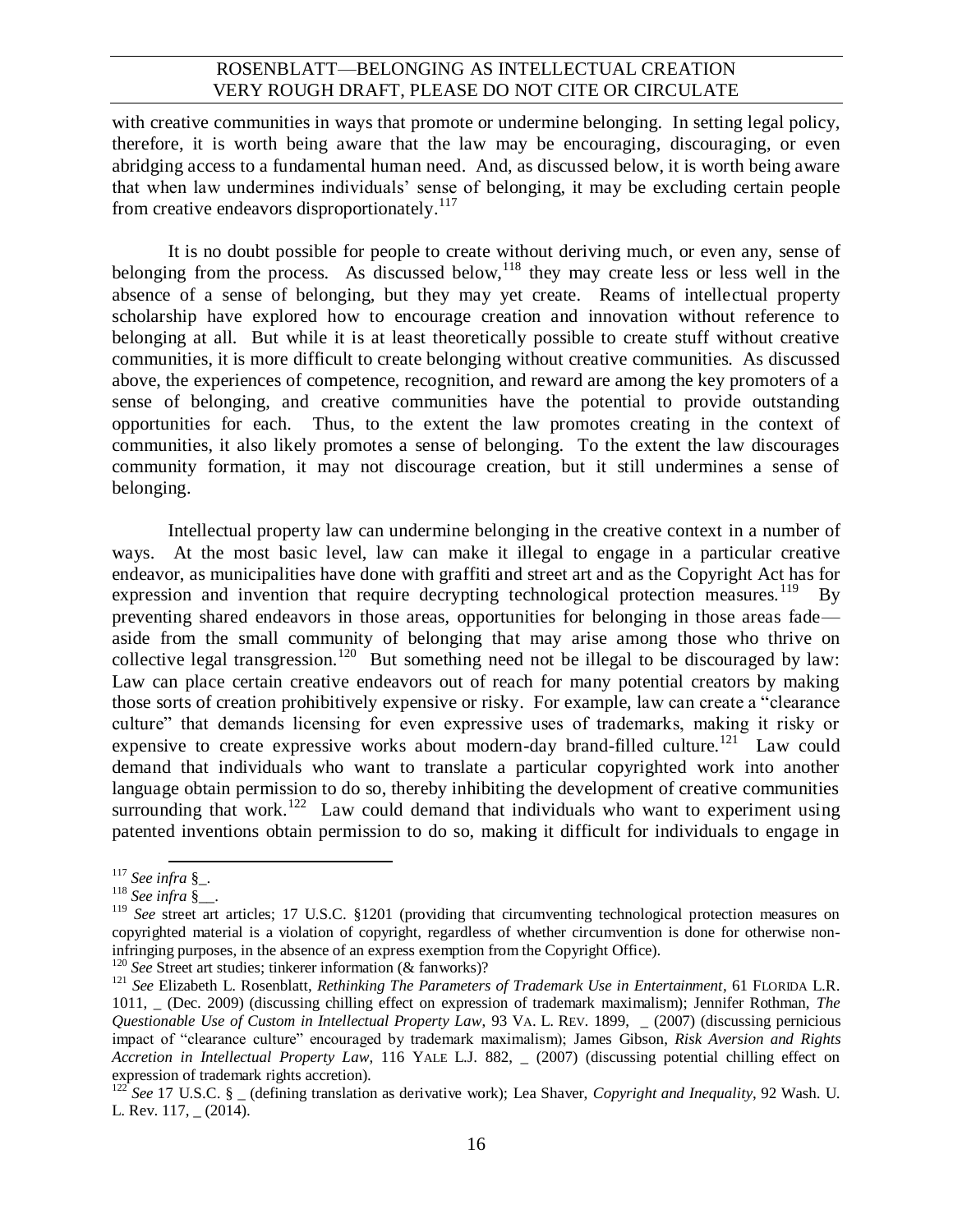with creative communities in ways that promote or undermine belonging. In setting legal policy, therefore, it is worth being aware that the law may be encouraging, discouraging, or even abridging access to a fundamental human need. And, as discussed below, it is worth being aware that when law undermines individuals' sense of belonging, it may be excluding certain people from creative endeavors disproportionately.[117]

It is no doubt possible for people to create without deriving much, or even any, sense of belonging from the process. As discussed below,[118] they may create less or less well in the absence of a sense of belonging, but they may yet create. Reams of intellectual property scholarship have explored how to encourage creation and innovation without reference to belonging at all. But while it is at least theoretically possible to create stuff without creative communities, it is more difficult to create belonging without creative communities. As discussed above, the experiences of competence, recognition, and reward are among the key promoters of a sense of belonging, and creative communities have the potential to provide outstanding opportunities for each. Thus, to the extent the law promotes creating in the context of communities, it also likely promotes a sense of belonging. To the extent the law discourages community formation, it may not discourage creation, but it still undermines a sense of belonging.

Intellectual property law can undermine belonging in the creative context in a number of ways. At the most basic level, law can make it illegal to engage in a particular creative endeavor, as municipalities have done with graffiti and street art and as the Copyright Act has for expression and invention that require decrypting technological protection measures.[119] By preventing shared endeavors in those areas, opportunities for belonging in those areas fade—aside from the small community of belonging that may arise among those who thrive on collective legal transgression.[120] But something need not be illegal to be discouraged by law: Law can place certain creative endeavors out of reach for many potential creators by making those sorts of creation prohibitively expensive or risky. For example, law can create a "clearance culture" that demands licensing for even expressive uses of trademarks, making it risky or expensive to create expressive works about modern-day brand-filled culture.[121] Law could demand that individuals who want to translate a particular copyrighted work into another language obtain permission to do so, thereby inhibiting the development of creative communities surrounding that work.[122] Law could demand that individuals who want to experiment using patented inventions obtain permission to do so, making it difficult for individuals to engage in

---

[117] *See infra* §_.

[118] *See infra* §__.

[119] *See* street art articles; 17 U.S.C. §1201 (providing that circumventing technological protection measures on copyrighted material is a violation of copyright, regardless of whether circumvention is done for otherwise non-infringing purposes, in the absence of an express exemption from the Copyright Office).

[120] *See* Street art studies; tinkerer information (& fanworks)?

[121] *See* Elizabeth L. Rosenblatt, *Rethinking The Parameters of Trademark Use in Entertainment*, 61 FLORIDA L.R. 1011, _ (Dec. 2009) (discussing chilling effect on expression of trademark maximalism); Jennifer Rothman, *The Questionable Use of Custom in Intellectual Property Law*, 93 VA. L. REV. 1899, _ (2007) (discussing pernicious impact of "clearance culture" encouraged by trademark maximalism); James Gibson, *Risk Aversion and Rights Accretion in Intellectual Property Law*, 116 YALE L.J. 882, _ (2007) (discussing potential chilling effect on expression of trademark rights accretion).

[122] *See* 17 U.S.C. § _ (defining translation as derivative work); Lea Shaver, *Copyright and Inequality*, 92 Wash. U. L. Rev. 117, _ (2014).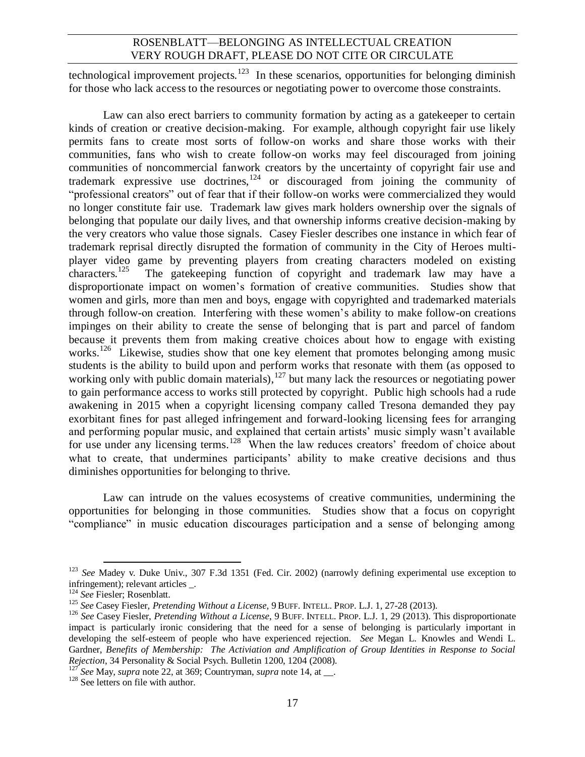technological improvement projects.[123] In these scenarios, opportunities for belonging diminish for those who lack access to the resources or negotiating power to overcome those constraints.

Law can also erect barriers to community formation by acting as a gatekeeper to certain kinds of creation or creative decision-making. For example, although copyright fair use likely permits fans to create most sorts of follow-on works and share those works with their communities, fans who wish to create follow-on works may feel discouraged from joining communities of noncommercial fanwork creators by the uncertainty of copyright fair use and trademark expressive use doctrines,[124] or discouraged from joining the community of "professional creators" out of fear that if their follow-on works were commercialized they would no longer constitute fair use. Trademark law gives mark holders ownership over the signals of belonging that populate our daily lives, and that ownership informs creative decision-making by the very creators who value those signals. Casey Fiesler describes one instance in which fear of trademark reprisal directly disrupted the formation of community in the City of Heroes multi-player video game by preventing players from creating characters modeled on existing characters.[125] The gatekeeping function of copyright and trademark law may have a disproportionate impact on women's formation of creative communities. Studies show that women and girls, more than men and boys, engage with copyrighted and trademarked materials through follow-on creation. Interfering with these women's ability to make follow-on creations impinges on their ability to create the sense of belonging that is part and parcel of fandom because it prevents them from making creative choices about how to engage with existing works.[126] Likewise, studies show that one key element that promotes belonging among music students is the ability to build upon and perform works that resonate with them (as opposed to working only with public domain materials),[127] but many lack the resources or negotiating power to gain performance access to works still protected by copyright. Public high schools had a rude awakening in 2015 when a copyright licensing company called Tresona demanded they pay exorbitant fines for past alleged infringement and forward-looking licensing fees for arranging and performing popular music, and explained that certain artists' music simply wasn't available for use under any licensing terms.[128] When the law reduces creators' freedom of choice about what to create, that undermines participants' ability to make creative decisions and thus diminishes opportunities for belonging to thrive.

Law can intrude on the values ecosystems of creative communities, undermining the opportunities for belonging in those communities. Studies show that a focus on copyright "compliance" in music education discourages participation and a sense of belonging among

---

[123] *See* Madey v. Duke Univ., 307 F.3d 1351 (Fed. Cir. 2002) (narrowly defining experimental use exception to infringement); relevant articles _.

[124] *See* Fiesler; Rosenblatt.

[125] *See* Casey Fiesler, *Pretending Without a License*, 9 BUFF. INTELL. PROP. L.J. 1, 27-28 (2013).

[126] *See* Casey Fiesler, *Pretending Without a License*, 9 BUFF. INTELL. PROP. L.J. 1, 29 (2013). This disproportionate impact is particularly ironic considering that the need for a sense of belonging is particularly important in developing the self-esteem of people who have experienced rejection. *See* Megan L. Knowles and Wendi L. Gardner, *Benefits of Membership: The Activiation and Amplification of Group Identities in Response to Social Rejection*, 34 Personality & Social Psych. Bulletin 1200, 1204 (2008).

[127] *See* May, *supra* note 22, at 369; Countryman, *supra* note 14, at __.

[128] See letters on file with author.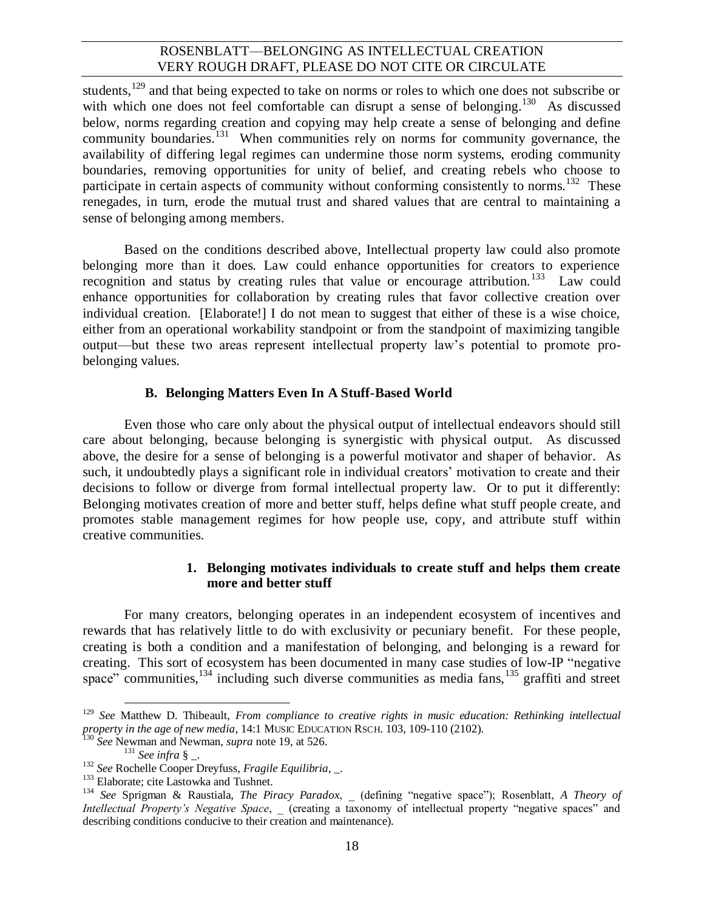students,[129] and that being expected to take on norms or roles to which one does not subscribe or with which one does not feel comfortable can disrupt a sense of belonging.[130] As discussed below, norms regarding creation and copying may help create a sense of belonging and define community boundaries.[131] When communities rely on norms for community governance, the availability of differing legal regimes can undermine those norm systems, eroding community boundaries, removing opportunities for unity of belief, and creating rebels who choose to participate in certain aspects of community without conforming consistently to norms.[132] These renegades, in turn, erode the mutual trust and shared values that are central to maintaining a sense of belonging among members.

Based on the conditions described above, Intellectual property law could also promote belonging more than it does. Law could enhance opportunities for creators to experience recognition and status by creating rules that value or encourage attribution.[133] Law could enhance opportunities for collaboration by creating rules that favor collective creation over individual creation. [Elaborate!] I do not mean to suggest that either of these is a wise choice, either from an operational workability standpoint or from the standpoint of maximizing tangible output—but these two areas represent intellectual property law's potential to promote pro-belonging values.

### B. Belonging Matters Even In A Stuff-Based World

Even those who care only about the physical output of intellectual endeavors should still care about belonging, because belonging is synergistic with physical output. As discussed above, the desire for a sense of belonging is a powerful motivator and shaper of behavior. As such, it undoubtedly plays a significant role in individual creators' motivation to create and their decisions to follow or diverge from formal intellectual property law. Or to put it differently: Belonging motivates creation of more and better stuff, helps define what stuff people create, and promotes stable management regimes for how people use, copy, and attribute stuff within creative communities.

#### 1. Belonging motivates individuals to create stuff and helps them create more and better stuff

For many creators, belonging operates in an independent ecosystem of incentives and rewards that has relatively little to do with exclusivity or pecuniary benefit. For these people, creating is both a condition and a manifestation of belonging, and belonging is a reward for creating. This sort of ecosystem has been documented in many case studies of low-IP "negative space" communities,[134] including such diverse communities as media fans,[135] graffiti and street

---

[129] *See* Matthew D. Thibeault, *From compliance to creative rights in music education: Rethinking intellectual property in the age of new media*, 14:1 MUSIC EDUCATION RSCH. 103, 109-110 (2102).

[130] *See* Newman and Newman, *supra* note 19, at 526.

[131] *See infra* § _.

[132] *See* Rochelle Cooper Dreyfuss, *Fragile Equilibria*, _.

[133] Elaborate; cite Lastowka and Tushnet.

[134] *See* Sprigman & Raustiala, *The Piracy Paradox*, _ (defining "negative space"); Rosenblatt, *A Theory of Intellectual Property's Negative Space*, _ (creating a taxonomy of intellectual property "negative spaces" and describing conditions conducive to their creation and maintenance).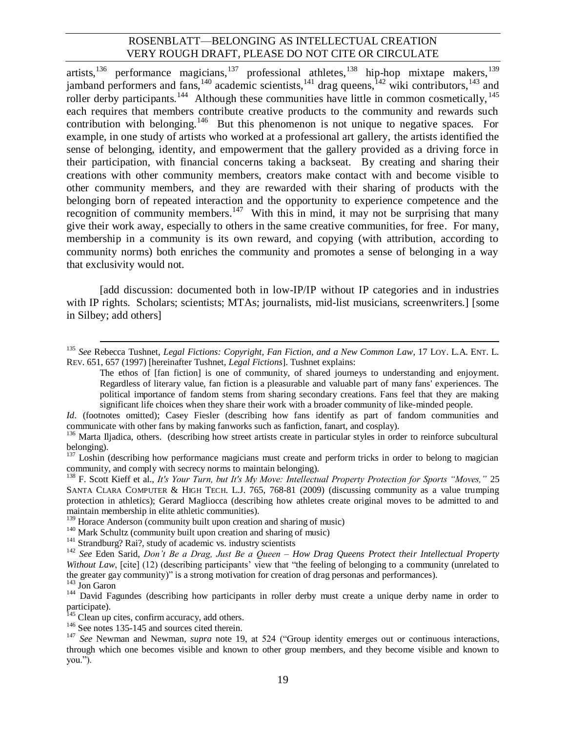artists,[136] performance magicians,[137] professional athletes,[138] hip-hop mixtape makers,[139] jamband performers and fans,[140] academic scientists,[141] drag queens,[142] wiki contributors,[143] and roller derby participants.[144] Although these communities have little in common cosmetically,[145] each requires that members contribute creative products to the community and rewards such contribution with belonging.[146] But this phenomenon is not unique to negative spaces. For example, in one study of artists who worked at a professional art gallery, the artists identified the sense of belonging, identity, and empowerment that the gallery provided as a driving force in their participation, with financial concerns taking a backseat. By creating and sharing their creations with other community members, creators make contact with and become visible to other community members, and they are rewarded with their sharing of products with the belonging born of repeated interaction and the opportunity to experience competence and the recognition of community members.[147] With this in mind, it may not be surprising that many give their work away, especially to others in the same creative communities, for free. For many, membership in a community is its own reward, and copying (with attribution, according to community norms) both enriches the community and promotes a sense of belonging in a way that exclusivity would not.

[add discussion: documented both in low-IP/IP without IP categories and in industries with IP rights. Scholars; scientists; MTAs; journalists, mid-list musicians, screenwriters.] [some in Silbey; add others]

---

[135] *See* Rebecca Tushnet, *Legal Fictions: Copyright, Fan Fiction, and a New Common Law*, 17 LOY. L.A. ENT. L. REV. 651, 657 (1997) [hereinafter Tushnet, *Legal Fictions*]. Tushnet explains:

> The ethos of [fan fiction] is one of community, of shared journeys to understanding and enjoyment. Regardless of literary value, fan fiction is a pleasurable and valuable part of many fans' experiences. The political importance of fandom stems from sharing secondary creations. Fans feel that they are making significant life choices when they share their work with a broader community of like-minded people.

*Id*. (footnotes omitted); Casey Fiesler (describing how fans identify as part of fandom communities and communicate with other fans by making fanworks such as fanfiction, fanart, and cosplay).

[136] Marta Iljadica, others. (describing how street artists create in particular styles in order to reinforce subcultural belonging).

[137] Loshin (describing how performance magicians must create and perform tricks in order to belong to magician community, and comply with secrecy norms to maintain belonging).

[138] F. Scott Kieff et al., *It's Your Turn, but It's My Move: Intellectual Property Protection for Sports "Moves,"* 25 SANTA CLARA COMPUTER & HIGH TECH. L.J. 765, 768-81 (2009) (discussing community as a value trumping protection in athletics); Gerard Magliocca (describing how athletes create original moves to be admitted to and maintain membership in elite athletic communities).

[139] Horace Anderson (community built upon creation and sharing of music)

[140] Mark Schultz (community built upon creation and sharing of music)

[141] Strandburg? Rai?, study of academic vs. industry scientists

[142] *See* Eden Sarid, *Don't Be a Drag, Just Be a Queen – How Drag Queens Protect their Intellectual Property Without Law*, [cite] (12) (describing participants' view that "the feeling of belonging to a community (unrelated to the greater gay community)" is a strong motivation for creation of drag personas and performances).

[143] Jon Garon

[144] David Fagundes (describing how participants in roller derby must create a unique derby name in order to participate).

[145] Clean up cites, confirm accuracy, add others.

[146] See notes 135-145 and sources cited therein.

[147] *See* Newman and Newman, *supra* note 19, at 524 ("Group identity emerges out or continuous interactions, through which one becomes visible and known to other group members, and they become visible and known to you.").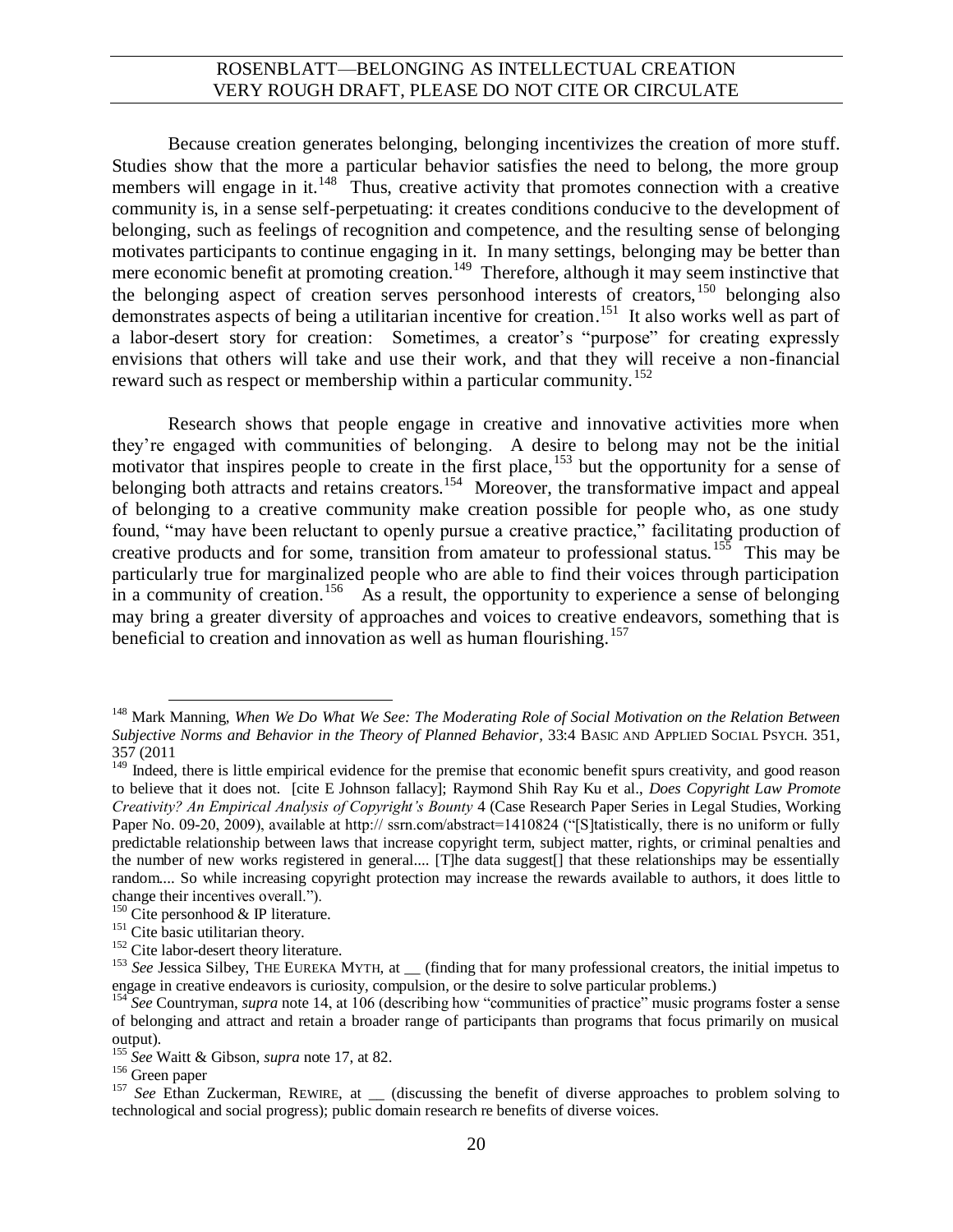Because creation generates belonging, belonging incentivizes the creation of more stuff. Studies show that the more a particular behavior satisfies the need to belong, the more group members will engage in it.[148] Thus, creative activity that promotes connection with a creative community is, in a sense self-perpetuating: it creates conditions conducive to the development of belonging, such as feelings of recognition and competence, and the resulting sense of belonging motivates participants to continue engaging in it. In many settings, belonging may be better than mere economic benefit at promoting creation.[149] Therefore, although it may seem instinctive that the belonging aspect of creation serves personhood interests of creators,[150] belonging also demonstrates aspects of being a utilitarian incentive for creation.[151] It also works well as part of a labor-desert story for creation: Sometimes, a creator's "purpose" for creating expressly envisions that others will take and use their work, and that they will receive a non-financial reward such as respect or membership within a particular community.[152]

Research shows that people engage in creative and innovative activities more when they're engaged with communities of belonging. A desire to belong may not be the initial motivator that inspires people to create in the first place,[153] but the opportunity for a sense of belonging both attracts and retains creators.[154] Moreover, the transformative impact and appeal of belonging to a creative community make creation possible for people who, as one study found, "may have been reluctant to openly pursue a creative practice," facilitating production of creative products and for some, transition from amateur to professional status.[155] This may be particularly true for marginalized people who are able to find their voices through participation in a community of creation.[156] As a result, the opportunity to experience a sense of belonging may bring a greater diversity of approaches and voices to creative endeavors, something that is beneficial to creation and innovation as well as human flourishing.[157]

---

[148] Mark Manning, *When We Do What We See: The Moderating Role of Social Motivation on the Relation Between Subjective Norms and Behavior in the Theory of Planned Behavior*, 33:4 BASIC AND APPLIED SOCIAL PSYCH. 351, 357 (2011

[149] Indeed, there is little empirical evidence for the premise that economic benefit spurs creativity, and good reason to believe that it does not. [cite E Johnson fallacy]; Raymond Shih Ray Ku et al., *Does Copyright Law Promote Creativity? An Empirical Analysis of Copyright's Bounty* 4 (Case Research Paper Series in Legal Studies, Working Paper No. 09-20, 2009), available at http:// ssrn.com/abstract=1410824 ("[S]tatistically, there is no uniform or fully predictable relationship between laws that increase copyright term, subject matter, rights, or criminal penalties and the number of new works registered in general.... [T]he data suggest[] that these relationships may be essentially random.... So while increasing copyright protection may increase the rewards available to authors, it does little to change their incentives overall.").

[150] Cite personhood & IP literature.

[151] Cite basic utilitarian theory.

[152] Cite labor-desert theory literature.

[153] *See* Jessica Silbey, THE EUREKA MYTH, at __ (finding that for many professional creators, the initial impetus to engage in creative endeavors is curiosity, compulsion, or the desire to solve particular problems.)

[154] *See* Countryman, *supra* note 14, at 106 (describing how "communities of practice" music programs foster a sense of belonging and attract and retain a broader range of participants than programs that focus primarily on musical output).

[155] *See* Waitt & Gibson, *supra* note 17, at 82.

[156] Green paper

[157] *See* Ethan Zuckerman, REWIRE, at __ (discussing the benefit of diverse approaches to problem solving to technological and social progress); public domain research re benefits of diverse voices.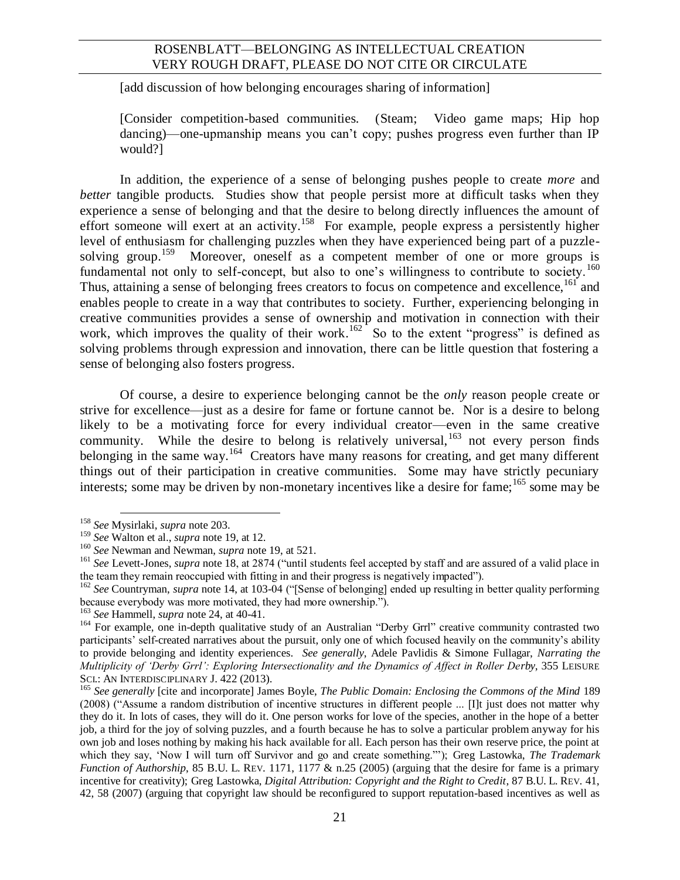[add discussion of how belonging encourages sharing of information]

[Consider competition-based communities. (Steam; Video game maps; Hip hop dancing)—one-upmanship means you can't copy; pushes progress even further than IP would?]

In addition, the experience of a sense of belonging pushes people to create *more* and *better* tangible products. Studies show that people persist more at difficult tasks when they experience a sense of belonging and that the desire to belong directly influences the amount of effort someone will exert at an activity.[158] For example, people express a persistently higher level of enthusiasm for challenging puzzles when they have experienced being part of a puzzle-solving group.[159] Moreover, oneself as a competent member of one or more groups is fundamental not only to self-concept, but also to one's willingness to contribute to society.[160] Thus, attaining a sense of belonging frees creators to focus on competence and excellence,[161] and enables people to create in a way that contributes to society. Further, experiencing belonging in creative communities provides a sense of ownership and motivation in connection with their work, which improves the quality of their work.[162] So to the extent "progress" is defined as solving problems through expression and innovation, there can be little question that fostering a sense of belonging also fosters progress.

Of course, a desire to experience belonging cannot be the *only* reason people create or strive for excellence—just as a desire for fame or fortune cannot be. Nor is a desire to belong likely to be a motivating force for every individual creator—even in the same creative community. While the desire to belong is relatively universal,[163] not every person finds belonging in the same way.[164] Creators have many reasons for creating, and get many different things out of their participation in creative communities. Some may have strictly pecuniary interests; some may be driven by non-monetary incentives like a desire for fame;[165] some may be

---

[158] *See* Mysirlaki, *supra* note 203.

[159] *See* Walton et al., *supra* note 19, at 12.

[160] *See* Newman and Newman, *supra* note 19, at 521.

[161] *See* Levett-Jones, *supra* note 18, at 2874 ("until students feel accepted by staff and are assured of a valid place in the team they remain reoccupied with fitting in and their progress is negatively impacted").

[162] *See* Countryman, *supra* note 14, at 103-04 ("[Sense of belonging] ended up resulting in better quality performing because everybody was more motivated, they had more ownership.").

[163] *See* Hammell, *supra* note 24, at 40-41.

[164] For example, one in-depth qualitative study of an Australian "Derby Grrl" creative community contrasted two participants' self-created narratives about the pursuit, only one of which focused heavily on the community's ability to provide belonging and identity experiences. *See generally*, Adele Pavlidis & Simone Fullagar, *Narrating the Multiplicity of 'Derby Grrl': Exploring Intersectionality and the Dynamics of Affect in Roller Derby*, 355 LEISURE SCI.: AN INTERDISCIPLINARY J. 422 (2013).

[165] *See generally* [cite and incorporate] James Boyle, *The Public Domain: Enclosing the Commons of the Mind* 189 (2008) ("Assume a random distribution of incentive structures in different people ... [I]t just does not matter why they do it. In lots of cases, they will do it. One person works for love of the species, another in the hope of a better job, a third for the joy of solving puzzles, and a fourth because he has to solve a particular problem anyway for his own job and loses nothing by making his hack available for all. Each person has their own reserve price, the point at which they say, 'Now I will turn off Survivor and go and create something.'"); Greg Lastowka, *The Trademark Function of Authorship*, 85 B.U. L. REV. 1171, 1177 & n.25 (2005) (arguing that the desire for fame is a primary incentive for creativity); Greg Lastowka, *Digital Attribution: Copyright and the Right to Credit*, 87 B.U. L. REV. 41, 42, 58 (2007) (arguing that copyright law should be reconfigured to support reputation-based incentives as well as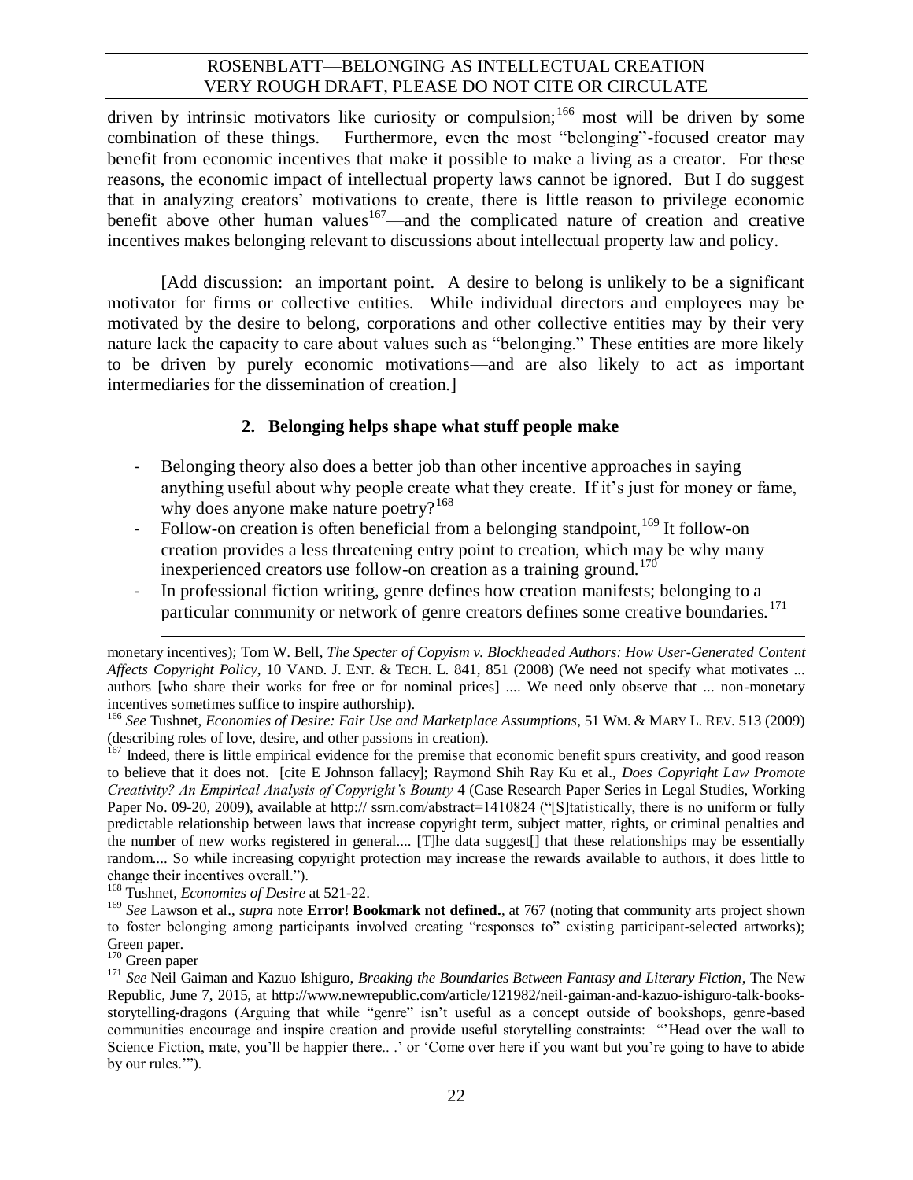driven by intrinsic motivators like curiosity or compulsion;[166] most will be driven by some combination of these things. Furthermore, even the most "belonging"-focused creator may benefit from economic incentives that make it possible to make a living as a creator. For these reasons, the economic impact of intellectual property laws cannot be ignored. But I do suggest that in analyzing creators' motivations to create, there is little reason to privilege economic benefit above other human values[167]—and the complicated nature of creation and creative incentives makes belonging relevant to discussions about intellectual property law and policy.

[Add discussion: an important point. A desire to belong is unlikely to be a significant motivator for firms or collective entities. While individual directors and employees may be motivated by the desire to belong, corporations and other collective entities may by their very nature lack the capacity to care about values such as "belonging." These entities are more likely to be driven by purely economic motivations—and are also likely to act as important intermediaries for the dissemination of creation.]

### 2. Belonging helps shape what stuff people make

- Belonging theory also does a better job than other incentive approaches in saying anything useful about why people create what they create. If it's just for money or fame, why does anyone make nature poetry?[168]
- Follow-on creation is often beneficial from a belonging standpoint,[169] It follow-on creation provides a less threatening entry point to creation, which may be why many inexperienced creators use follow-on creation as a training ground.[170]
- In professional fiction writing, genre defines how creation manifests; belonging to a particular community or network of genre creators defines some creative boundaries.[171]

---

monetary incentives); Tom W. Bell, *The Specter of Copyism v. Blockheaded Authors: How User-Generated Content Affects Copyright Policy*, 10 VAND. J. ENT. & TECH. L. 841, 851 (2008) (We need not specify what motivates ... authors [who share their works for free or for nominal prices] .... We need only observe that ... non-monetary incentives sometimes suffice to inspire authorship).

[166] *See* Tushnet, *Economies of Desire: Fair Use and Marketplace Assumptions*, 51 WM. & MARY L. REV. 513 (2009) (describing roles of love, desire, and other passions in creation).

[167] Indeed, there is little empirical evidence for the premise that economic benefit spurs creativity, and good reason to believe that it does not. [cite E Johnson fallacy]; Raymond Shih Ray Ku et al., *Does Copyright Law Promote Creativity? An Empirical Analysis of Copyright's Bounty* 4 (Case Research Paper Series in Legal Studies, Working Paper No. 09-20, 2009), available at http:// ssrn.com/abstract=1410824 ("[S]tatistically, there is no uniform or fully predictable relationship between laws that increase copyright term, subject matter, rights, or criminal penalties and the number of new works registered in general.... [T]he data suggest[] that these relationships may be essentially random.... So while increasing copyright protection may increase the rewards available to authors, it does little to change their incentives overall.").

[168] Tushnet, *Economies of Desire* at 521-22.

[169] *See* Lawson et al., *supra* note **Error! Bookmark not defined.**, at 767 (noting that community arts project shown to foster belonging among participants involved creating "responses to" existing participant-selected artworks); Green paper.

[170] Green paper

[171] *See* Neil Gaiman and Kazuo Ishiguro, *Breaking the Boundaries Between Fantasy and Literary Fiction*, The New Republic, June 7, 2015, at http://www.newrepublic.com/article/121982/neil-gaiman-and-kazuo-ishiguro-talk-books-storytelling-dragons (Arguing that while "genre" isn't useful as a concept outside of bookshops, genre-based communities encourage and inspire creation and provide useful storytelling constraints: "'Head over the wall to Science Fiction, mate, you'll be happier there.. .' or 'Come over here if you want but you're going to have to abide by our rules.'").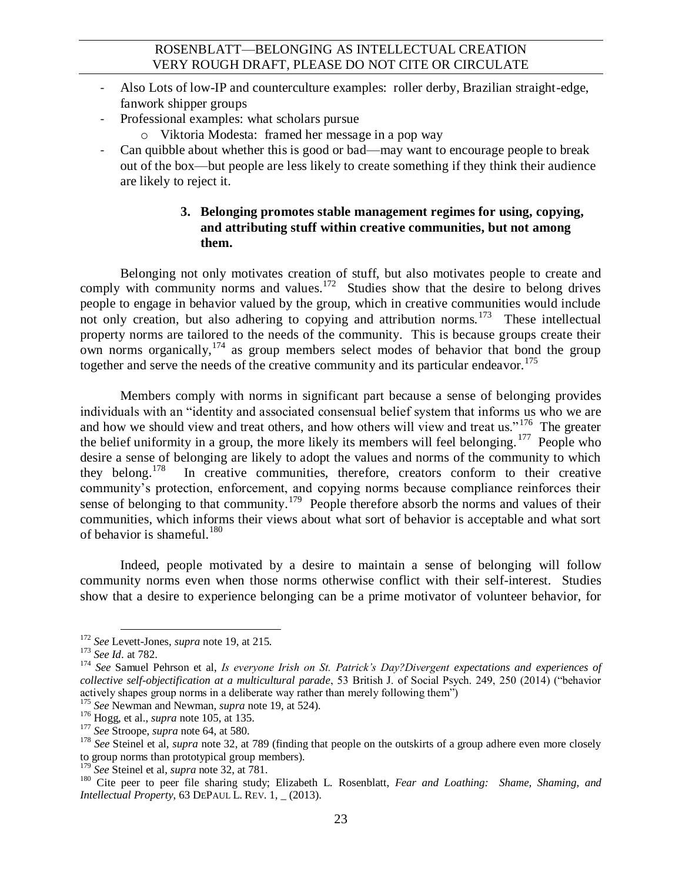- Also Lots of low-IP and counterculture examples: roller derby, Brazilian straight-edge, fanwork shipper groups
- Professional examples: what scholars pursue
    - Viktoria Modesta: framed her message in a pop way
- Can quibble about whether this is good or bad—may want to encourage people to break out of the box—but people are less likely to create something if they think their audience are likely to reject it.

### 3. Belonging promotes stable management regimes for using, copying, and attributing stuff within creative communities, but not among them.

Belonging not only motivates creation of stuff, but also motivates people to create and comply with community norms and values.[172] Studies show that the desire to belong drives people to engage in behavior valued by the group, which in creative communities would include not only creation, but also adhering to copying and attribution norms.[173] These intellectual property norms are tailored to the needs of the community. This is because groups create their own norms organically,[174] as group members select modes of behavior that bond the group together and serve the needs of the creative community and its particular endeavor.[175]

Members comply with norms in significant part because a sense of belonging provides individuals with an "identity and associated consensual belief system that informs us who we are and how we should view and treat others, and how others will view and treat us."[176] The greater the belief uniformity in a group, the more likely its members will feel belonging.[177] People who desire a sense of belonging are likely to adopt the values and norms of the community to which they belong.[178] In creative communities, therefore, creators conform to their creative community's protection, enforcement, and copying norms because compliance reinforces their sense of belonging to that community.[179] People therefore absorb the norms and values of their communities, which informs their views about what sort of behavior is acceptable and what sort of behavior is shameful.[180]

Indeed, people motivated by a desire to maintain a sense of belonging will follow community norms even when those norms otherwise conflict with their self-interest. Studies show that a desire to experience belonging can be a prime motivator of volunteer behavior, for

---

[172] *See* Levett-Jones, *supra* note 19, at 215.

[173] *See Id*. at 782.

[174] *See* Samuel Pehrson et al, *Is everyone Irish on St. Patrick's Day?Divergent expectations and experiences of collective self-objectification at a multicultural parade*, 53 British J. of Social Psych. 249, 250 (2014) ("behavior actively shapes group norms in a deliberate way rather than merely following them")

[175] *See* Newman and Newman, *supra* note 19, at 524).

[176] Hogg, et al., *supra* note 105, at 135.

[177] *See* Stroope, *supra* note 64, at 580.

[178] *See* Steinel et al, *supra* note 32, at 789 (finding that people on the outskirts of a group adhere even more closely to group norms than prototypical group members).

[179] *See* Steinel et al, *supra* note 32, at 781.

[180] Cite peer to peer file sharing study; Elizabeth L. Rosenblatt, *Fear and Loathing: Shame, Shaming, and Intellectual Property*, 63 DEPAUL L. REV. 1, _ (2013).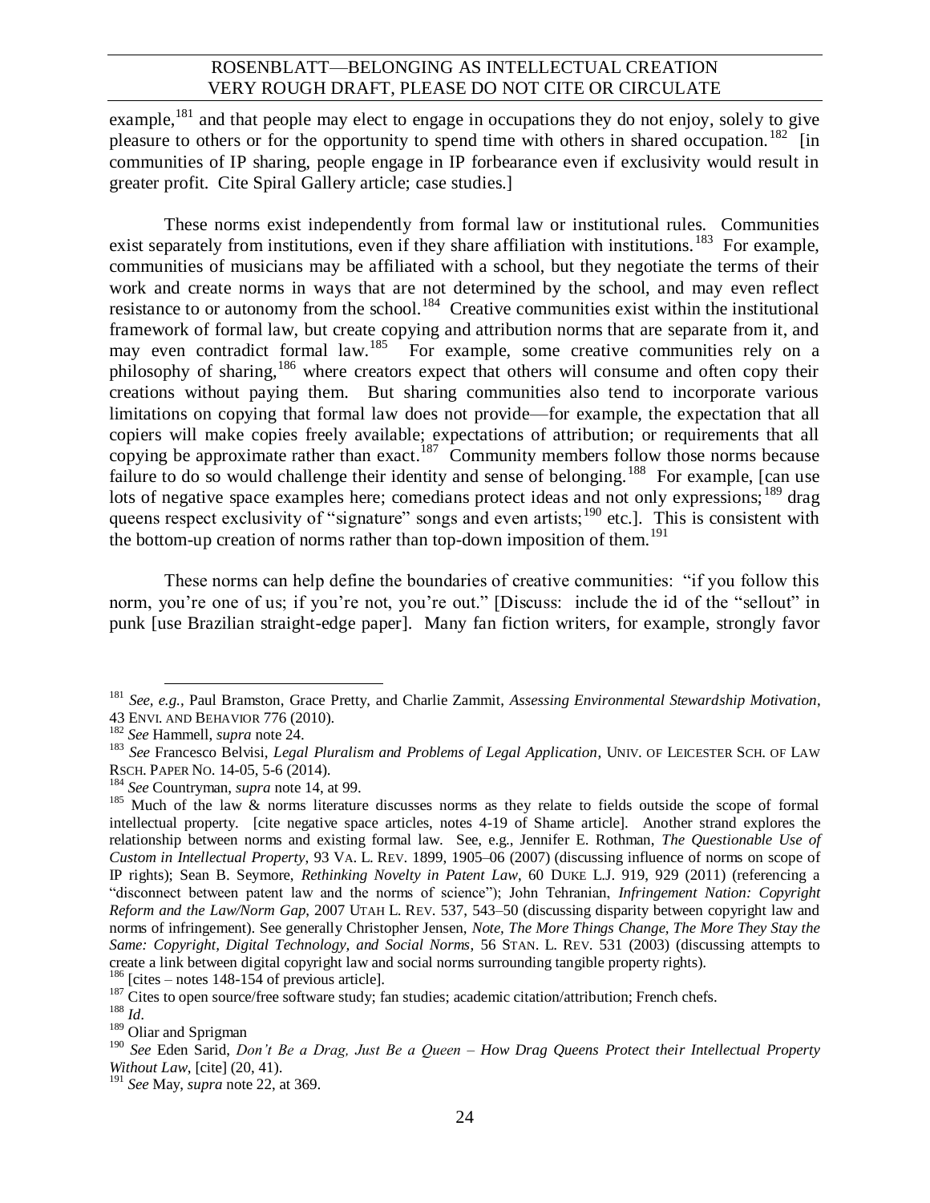example,[181] and that people may elect to engage in occupations they do not enjoy, solely to give pleasure to others or for the opportunity to spend time with others in shared occupation.[182] [in communities of IP sharing, people engage in IP forbearance even if exclusivity would result in greater profit. Cite Spiral Gallery article; case studies.]

These norms exist independently from formal law or institutional rules. Communities exist separately from institutions, even if they share affiliation with institutions.[183] For example, communities of musicians may be affiliated with a school, but they negotiate the terms of their work and create norms in ways that are not determined by the school, and may even reflect resistance to or autonomy from the school.[184] Creative communities exist within the institutional framework of formal law, but create copying and attribution norms that are separate from it, and may even contradict formal law.[185] For example, some creative communities rely on a philosophy of sharing,[186] where creators expect that others will consume and often copy their creations without paying them. But sharing communities also tend to incorporate various limitations on copying that formal law does not provide—for example, the expectation that all copiers will make copies freely available; expectations of attribution; or requirements that all copying be approximate rather than exact.[187] Community members follow those norms because failure to do so would challenge their identity and sense of belonging.[188] For example, [can use lots of negative space examples here; comedians protect ideas and not only expressions;[189] drag queens respect exclusivity of "signature" songs and even artists;[190] etc.]. This is consistent with the bottom-up creation of norms rather than top-down imposition of them.[191]

These norms can help define the boundaries of creative communities: "if you follow this norm, you're one of us; if you're not, you're out." [Discuss: include the id of the "sellout" in punk [use Brazilian straight-edge paper]. Many fan fiction writers, for example, strongly favor

---

[181] *See, e.g.*, Paul Bramston, Grace Pretty, and Charlie Zammit, *Assessing Environmental Stewardship Motivation*, 43 ENVI. AND BEHAVIOR 776 (2010).

[182] *See* Hammell, *supra* note 24.

[183] *See* Francesco Belvisi, *Legal Pluralism and Problems of Legal Application*, UNIV. OF LEICESTER SCH. OF LAW RSCH. PAPER NO. 14-05, 5-6 (2014).

[184] *See* Countryman, *supra* note 14, at 99.

[185] Much of the law & norms literature discusses norms as they relate to fields outside the scope of formal intellectual property. [cite negative space articles, notes 4-19 of Shame article]. Another strand explores the relationship between norms and existing formal law. See, e.g., Jennifer E. Rothman, *The Questionable Use of Custom in Intellectual Property*, 93 VA. L. REV. 1899, 1905–06 (2007) (discussing influence of norms on scope of IP rights); Sean B. Seymore, *Rethinking Novelty in Patent Law*, 60 DUKE L.J. 919, 929 (2011) (referencing a "disconnect between patent law and the norms of science"); John Tehranian, *Infringement Nation: Copyright Reform and the Law/Norm Gap*, 2007 UTAH L. REV. 537, 543–50 (discussing disparity between copyright law and norms of infringement). See generally Christopher Jensen, *Note, The More Things Change, The More They Stay the Same: Copyright, Digital Technology, and Social Norms*, 56 STAN. L. REV. 531 (2003) (discussing attempts to create a link between digital copyright law and social norms surrounding tangible property rights).

[186] [cites – notes 148-154 of previous article].

[187] Cites to open source/free software study; fan studies; academic citation/attribution; French chefs.

[188] *Id*.

[189] Oliar and Sprigman

[190] *See* Eden Sarid, *Don't Be a Drag, Just Be a Queen – How Drag Queens Protect their Intellectual Property Without Law*, [cite] (20, 41).

[191] *See* May, *supra* note 22, at 369.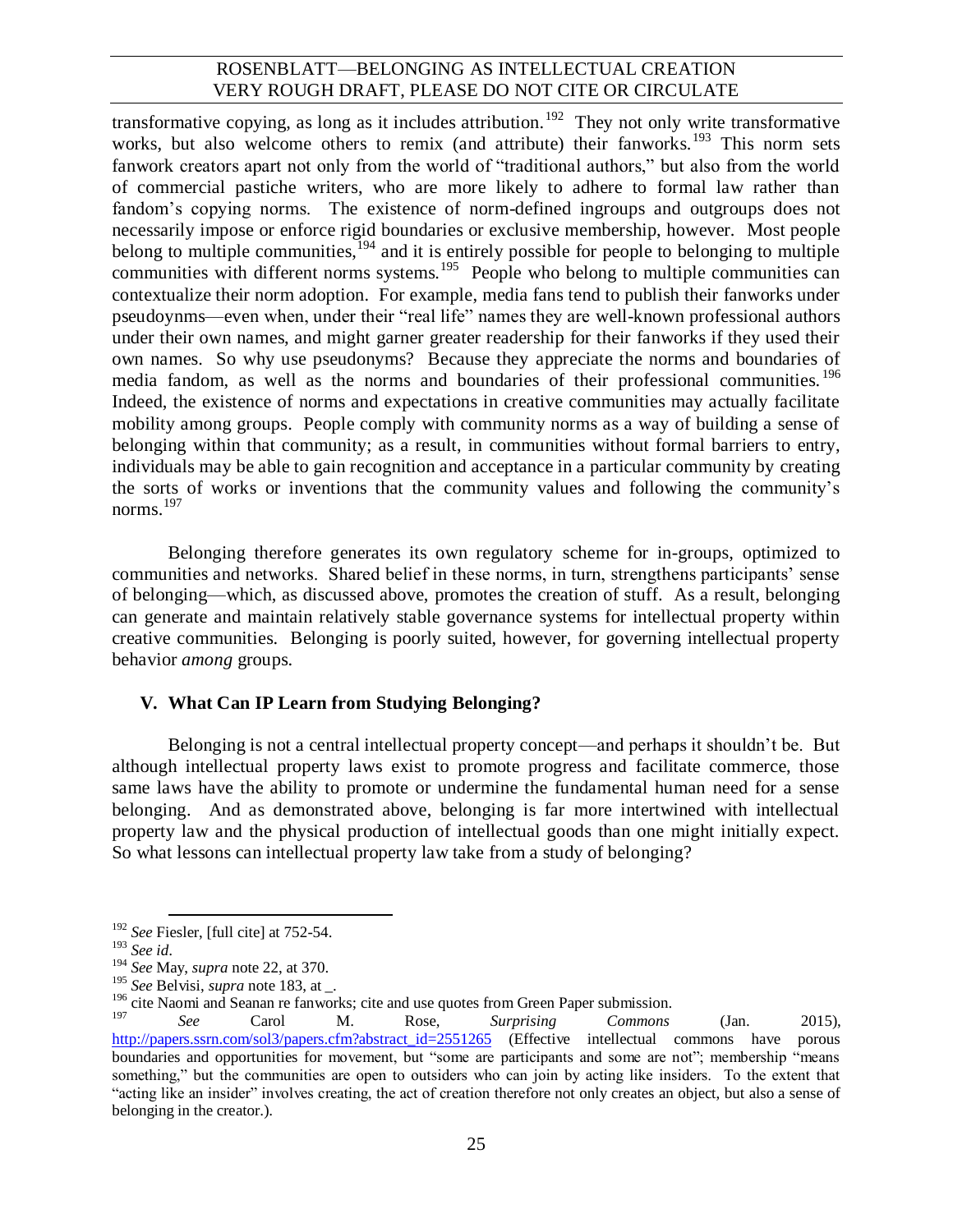transformative copying, as long as it includes attribution.[192] They not only write transformative works, but also welcome others to remix (and attribute) their fanworks.[193] This norm sets fanwork creators apart not only from the world of "traditional authors," but also from the world of commercial pastiche writers, who are more likely to adhere to formal law rather than fandom's copying norms. The existence of norm-defined ingroups and outgroups does not necessarily impose or enforce rigid boundaries or exclusive membership, however. Most people belong to multiple communities,[194] and it is entirely possible for people to belonging to multiple communities with different norms systems.[195] People who belong to multiple communities can contextualize their norm adoption. For example, media fans tend to publish their fanworks under pseudoynms—even when, under their "real life" names they are well-known professional authors under their own names, and might garner greater readership for their fanworks if they used their own names. So why use pseudonyms? Because they appreciate the norms and boundaries of media fandom, as well as the norms and boundaries of their professional communities.[196] Indeed, the existence of norms and expectations in creative communities may actually facilitate mobility among groups. People comply with community norms as a way of building a sense of belonging within that community; as a result, in communities without formal barriers to entry, individuals may be able to gain recognition and acceptance in a particular community by creating the sorts of works or inventions that the community values and following the community's norms.[197]

Belonging therefore generates its own regulatory scheme for in-groups, optimized to communities and networks. Shared belief in these norms, in turn, strengthens participants' sense of belonging—which, as discussed above, promotes the creation of stuff. As a result, belonging can generate and maintain relatively stable governance systems for intellectual property within creative communities. Belonging is poorly suited, however, for governing intellectual property behavior *among* groups.

## V. What Can IP Learn from Studying Belonging?

Belonging is not a central intellectual property concept—and perhaps it shouldn't be. But although intellectual property laws exist to promote progress and facilitate commerce, those same laws have the ability to promote or undermine the fundamental human need for a sense belonging. And as demonstrated above, belonging is far more intertwined with intellectual property law and the physical production of intellectual goods than one might initially expect. So what lessons can intellectual property law take from a study of belonging?

---

[192] *See* Fiesler, [full cite] at 752-54.

[193] *See id*.

[194] *See* May, *supra* note 22, at 370.

[195] *See* Belvisi, *supra* note 183, at _.

[196] cite Naomi and Seanan re fanworks; cite and use quotes from Green Paper submission.

[197] *See* Carol M. Rose, *Surprising Commons* (Jan. 2015), http://papers.ssrn.com/sol3/papers.cfm?abstract_id=2551265 (Effective intellectual commons have porous boundaries and opportunities for movement, but "some are participants and some are not"; membership "means something," but the communities are open to outsiders who can join by acting like insiders. To the extent that "acting like an insider" involves creating, the act of creation therefore not only creates an object, but also a sense of belonging in the creator.).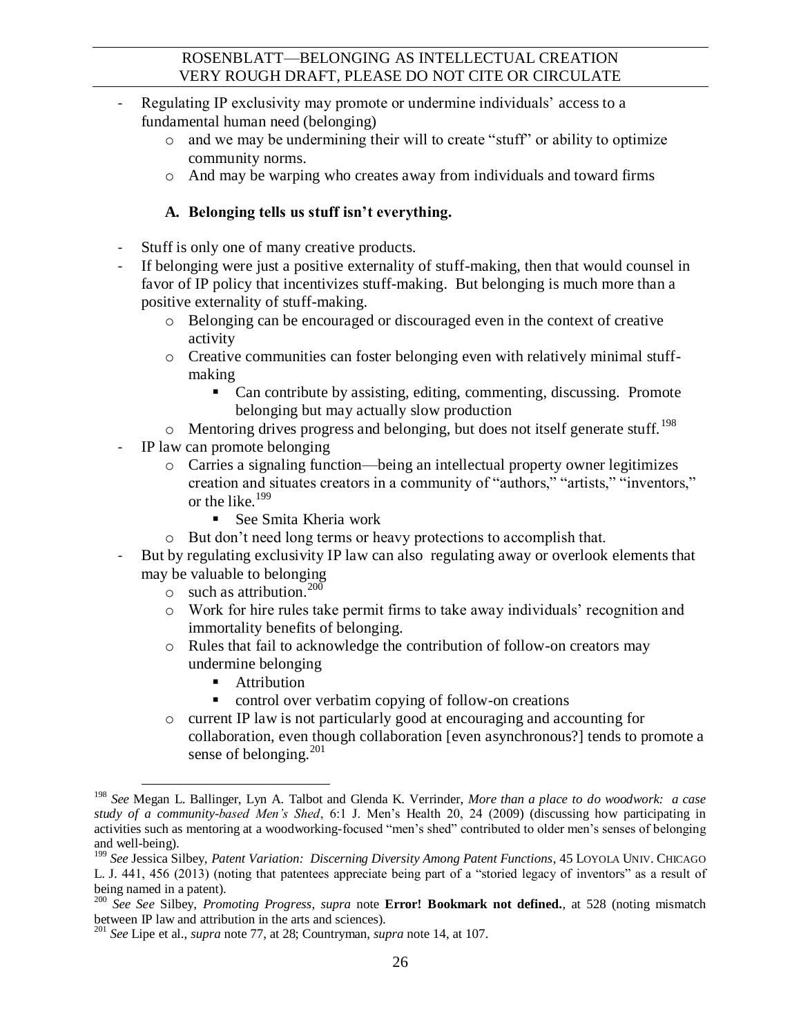- Regulating IP exclusivity may promote or undermine individuals' access to a fundamental human need (belonging)
  - and we may be undermining their will to create "stuff" or ability to optimize community norms.
  - And may be warping who creates away from individuals and toward firms

### A. Belonging tells us stuff isn't everything.

- Stuff is only one of many creative products.
- If belonging were just a positive externality of stuff-making, then that would counsel in favor of IP policy that incentivizes stuff-making. But belonging is much more than a positive externality of stuff-making.
  - Belonging can be encouraged or discouraged even in the context of creative activity
  - Creative communities can foster belonging even with relatively minimal stuff-making
    - Can contribute by assisting, editing, commenting, discussing. Promote belonging but may actually slow production
  - Mentoring drives progress and belonging, but does not itself generate stuff.[198]
- IP law can promote belonging
  - Carries a signaling function—being an intellectual property owner legitimizes creation and situates creators in a community of "authors," "artists," "inventors," or the like.[199]
    - See Smita Kheria work
  - But don't need long terms or heavy protections to accomplish that.
- But by regulating exclusivity IP law can also regulating away or overlook elements that may be valuable to belonging
  - such as attribution.[200]
  - Work for hire rules take permit firms to take away individuals' recognition and immortality benefits of belonging.
  - Rules that fail to acknowledge the contribution of follow-on creators may undermine belonging
    - Attribution
    - control over verbatim copying of follow-on creations
  - current IP law is not particularly good at encouraging and accounting for collaboration, even though collaboration [even asynchronous?] tends to promote a sense of belonging.[201]

---

[198] *See* Megan L. Ballinger, Lyn A. Talbot and Glenda K. Verrinder, *More than a place to do woodwork: a case study of a community-based Men's Shed*, 6:1 J. Men's Health 20, 24 (2009) (discussing how participating in activities such as mentoring at a woodworking-focused "men's shed" contributed to older men's senses of belonging and well-being).

[199] *See* Jessica Silbey, *Patent Variation: Discerning Diversity Among Patent Functions*, 45 LOYOLA UNIV. CHICAGO L. J. 441, 456 (2013) (noting that patentees appreciate being part of a "storied legacy of inventors" as a result of being named in a patent).

[200] *See See* Silbey, *Promoting Progress*, *supra* note **Error! Bookmark not defined.**, at 528 (noting mismatch between IP law and attribution in the arts and sciences).

[201] *See* Lipe et al., *supra* note 77, at 28; Countryman, *supra* note 14, at 107.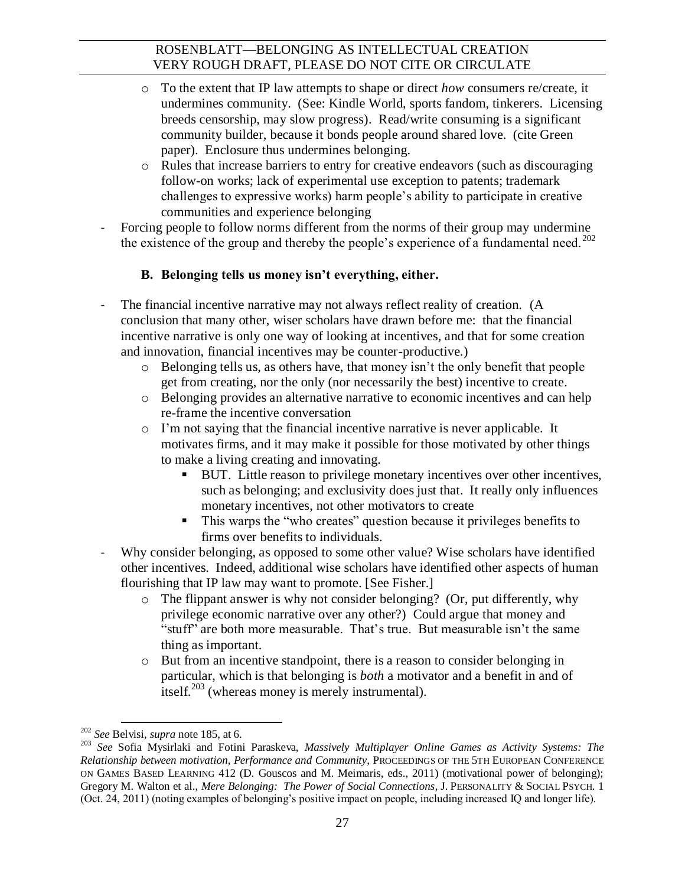- To the extent that IP law attempts to shape or direct *how* consumers re/create, it undermines community. (See: Kindle World, sports fandom, tinkerers. Licensing breeds censorship, may slow progress). Read/write consuming is a significant community builder, because it bonds people around shared love. (cite Green paper). Enclosure thus undermines belonging.
  - Rules that increase barriers to entry for creative endeavors (such as discouraging follow-on works; lack of experimental use exception to patents; trademark challenges to expressive works) harm people's ability to participate in creative communities and experience belonging
- Forcing people to follow norms different from the norms of their group may undermine the existence of the group and thereby the people's experience of a fundamental need.[202]

### B. Belonging tells us money isn't everything, either.

- The financial incentive narrative may not always reflect reality of creation. (A conclusion that many other, wiser scholars have drawn before me: that the financial incentive narrative is only one way of looking at incentives, and that for some creation and innovation, financial incentives may be counter-productive.)
  - Belonging tells us, as others have, that money isn't the only benefit that people get from creating, nor the only (nor necessarily the best) incentive to create.
  - Belonging provides an alternative narrative to economic incentives and can help re-frame the incentive conversation
  - I'm not saying that the financial incentive narrative is never applicable. It motivates firms, and it may make it possible for those motivated by other things to make a living creating and innovating.
    - BUT. Little reason to privilege monetary incentives over other incentives, such as belonging; and exclusivity does just that. It really only influences monetary incentives, not other motivators to create
    - This warps the "who creates" question because it privileges benefits to firms over benefits to individuals.
- Why consider belonging, as opposed to some other value? Wise scholars have identified other incentives. Indeed, additional wise scholars have identified other aspects of human flourishing that IP law may want to promote. [See Fisher.]
  - The flippant answer is why not consider belonging? (Or, put differently, why privilege economic narrative over any other?) Could argue that money and "stuff" are both more measurable. That's true. But measurable isn't the same thing as important.
  - But from an incentive standpoint, there is a reason to consider belonging in particular, which is that belonging is *both* a motivator and a benefit in and of itself.[203] (whereas money is merely instrumental).

---

[202] *See* Belvisi, *supra* note 185, at 6.

[203] *See* Sofia Mysirlaki and Fotini Paraskeva, *Massively Multiplayer Online Games as Activity Systems: The Relationship between motivation, Performance and Community*, PROCEEDINGS OF THE 5TH EUROPEAN CONFERENCE ON GAMES BASED LEARNING 412 (D. Gouscos and M. Meimaris, eds., 2011) (motivational power of belonging); Gregory M. Walton et al., *Mere Belonging: The Power of Social Connections*, J. PERSONALITY & SOCIAL PSYCH. 1 (Oct. 24, 2011) (noting examples of belonging's positive impact on people, including increased IQ and longer life).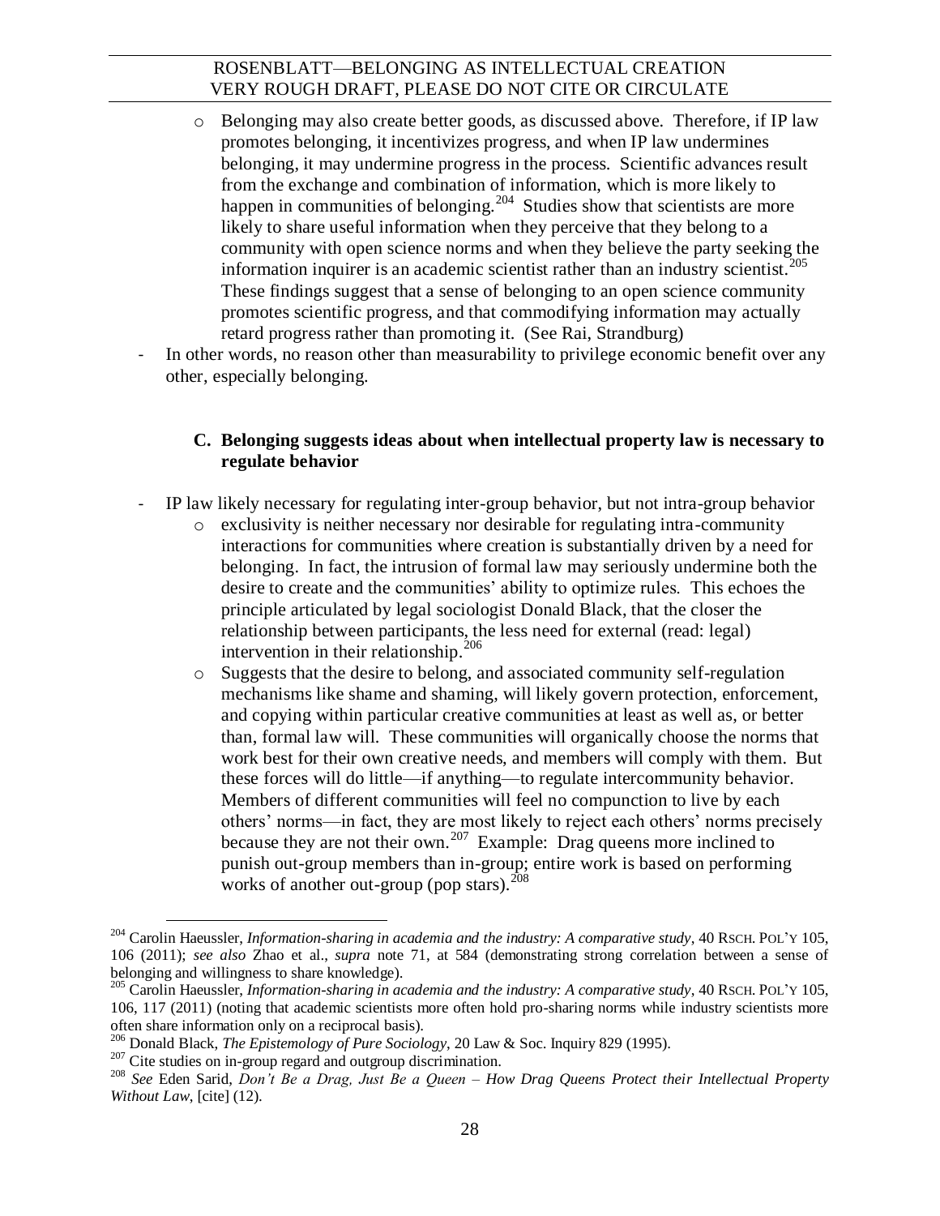- Belonging may also create better goods, as discussed above. Therefore, if IP law promotes belonging, it incentivizes progress, and when IP law undermines belonging, it may undermine progress in the process. Scientific advances result from the exchange and combination of information, which is more likely to happen in communities of belonging.[204] Studies show that scientists are more likely to share useful information when they perceive that they belong to a community with open science norms and when they believe the party seeking the information inquirer is an academic scientist rather than an industry scientist.[205] These findings suggest that a sense of belonging to an open science community promotes scientific progress, and that commodifying information may actually retard progress rather than promoting it. (See Rai, Strandburg)

- In other words, no reason other than measurability to privilege economic benefit over any other, especially belonging.

### C. Belonging suggests ideas about when intellectual property law is necessary to regulate behavior

- IP law likely necessary for regulating inter-group behavior, but not intra-group behavior
  - exclusivity is neither necessary nor desirable for regulating intra-community interactions for communities where creation is substantially driven by a need for belonging. In fact, the intrusion of formal law may seriously undermine both the desire to create and the communities' ability to optimize rules. This echoes the principle articulated by legal sociologist Donald Black, that the closer the relationship between participants, the less need for external (read: legal) intervention in their relationship.[206]
  - Suggests that the desire to belong, and associated community self-regulation mechanisms like shame and shaming, will likely govern protection, enforcement, and copying within particular creative communities at least as well as, or better than, formal law will. These communities will organically choose the norms that work best for their own creative needs, and members will comply with them. But these forces will do little—if anything—to regulate intercommunity behavior. Members of different communities will feel no compunction to live by each others' norms—in fact, they are most likely to reject each others' norms precisely because they are not their own.[207] Example: Drag queens more inclined to punish out-group members than in-group; entire work is based on performing works of another out-group (pop stars).[208]

---

[204] Carolin Haeussler, *Information-sharing in academia and the industry: A comparative study*, 40 RSCH. POL'Y 105, 106 (2011); *see also* Zhao et al., *supra* note 71, at 584 (demonstrating strong correlation between a sense of belonging and willingness to share knowledge).

[205] Carolin Haeussler, *Information-sharing in academia and the industry: A comparative study*, 40 RSCH. POL'Y 105, 106, 117 (2011) (noting that academic scientists more often hold pro-sharing norms while industry scientists more often share information only on a reciprocal basis).

[206] Donald Black, *The Epistemology of Pure Sociology*, 20 Law & Soc. Inquiry 829 (1995).

[207] Cite studies on in-group regard and outgroup discrimination.

[208] *See* Eden Sarid, *Don't Be a Drag, Just Be a Queen – How Drag Queens Protect their Intellectual Property Without Law*, [cite] (12).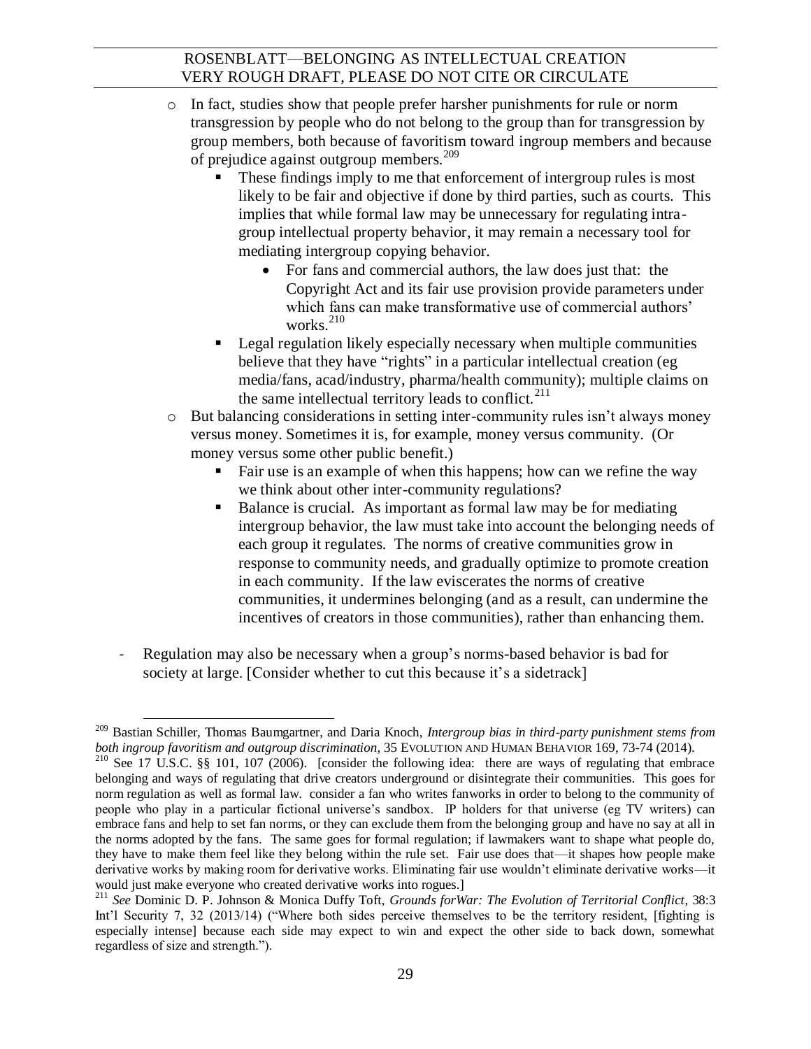- In fact, studies show that people prefer harsher punishments for rule or norm transgression by people who do not belong to the group than for transgression by group members, both because of favoritism toward ingroup members and because of prejudice against outgroup members.[209]
  - These findings imply to me that enforcement of intergroup rules is most likely to be fair and objective if done by third parties, such as courts. This implies that while formal law may be unnecessary for regulating intra-group intellectual property behavior, it may remain a necessary tool for mediating intergroup copying behavior.
    - For fans and commercial authors, the law does just that: the Copyright Act and its fair use provision provide parameters under which fans can make transformative use of commercial authors' works.[210]
  - Legal regulation likely especially necessary when multiple communities believe that they have "rights" in a particular intellectual creation (eg media/fans, acad/industry, pharma/health community); multiple claims on the same intellectual territory leads to conflict.[211]
- But balancing considerations in setting inter-community rules isn't always money versus money. Sometimes it is, for example, money versus community. (Or money versus some other public benefit.)
  - Fair use is an example of when this happens; how can we refine the way we think about other inter-community regulations?
  - Balance is crucial. As important as formal law may be for mediating intergroup behavior, the law must take into account the belonging needs of each group it regulates. The norms of creative communities grow in response to community needs, and gradually optimize to promote creation in each community. If the law eviscerates the norms of creative communities, it undermines belonging (and as a result, can undermine the incentives of creators in those communities), rather than enhancing them.

- Regulation may also be necessary when a group's norms-based behavior is bad for society at large. [Consider whether to cut this because it's a sidetrack]

---

[209] Bastian Schiller, Thomas Baumgartner, and Daria Knoch, *Intergroup bias in third-party punishment stems from both ingroup favoritism and outgroup discrimination*, 35 EVOLUTION AND HUMAN BEHAVIOR 169, 73-74 (2014).

[210] See 17 U.S.C. §§ 101, 107 (2006). [consider the following idea: there are ways of regulating that embrace belonging and ways of regulating that drive creators underground or disintegrate their communities. This goes for norm regulation as well as formal law. consider a fan who writes fanworks in order to belong to the community of people who play in a particular fictional universe's sandbox. IP holders for that universe (eg TV writers) can embrace fans and help to set fan norms, or they can exclude them from the belonging group and have no say at all in the norms adopted by the fans. The same goes for formal regulation; if lawmakers want to shape what people do, they have to make them feel like they belong within the rule set. Fair use does that—it shapes how people make derivative works by making room for derivative works. Eliminating fair use wouldn't eliminate derivative works—it would just make everyone who created derivative works into rogues.]

[211] *See* Dominic D. P. Johnson & Monica Duffy Toft, *Grounds forWar: The Evolution of Territorial Conflict*, 38:3 Int'l Security 7, 32 (2013/14) ("Where both sides perceive themselves to be the territory resident, [fighting is especially intense] because each side may expect to win and expect the other side to back down, somewhat regardless of size and strength.").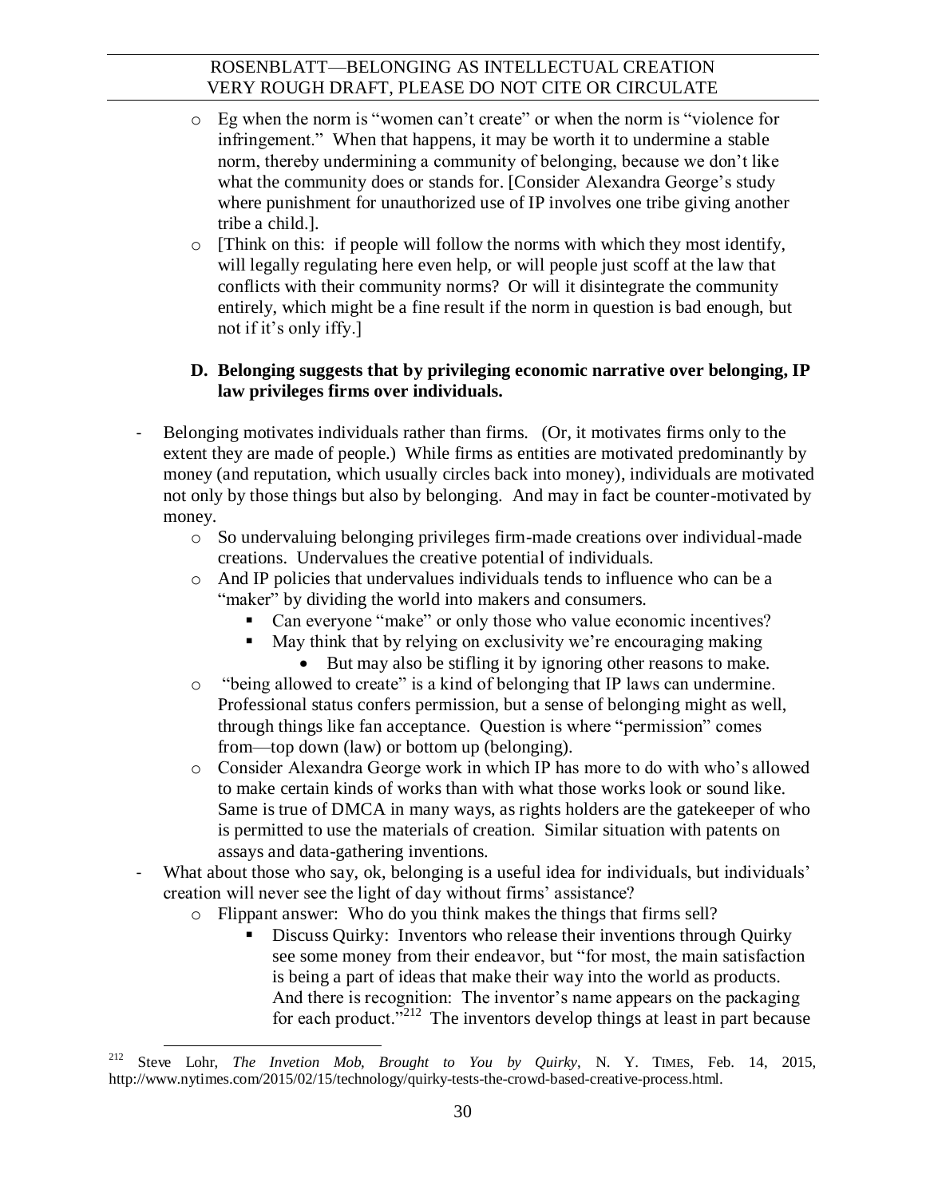- Eg when the norm is "women can't create" or when the norm is "violence for infringement." When that happens, it may be worth it to undermine a stable norm, thereby undermining a community of belonging, because we don't like what the community does or stands for. [Consider Alexandra George's study where punishment for unauthorized use of IP involves one tribe giving another tribe a child.].
- [Think on this: if people will follow the norms with which they most identify, will legally regulating here even help, or will people just scoff at the law that conflicts with their community norms? Or will it disintegrate the community entirely, which might be a fine result if the norm in question is bad enough, but not if it's only iffy.]

### D. Belonging suggests that by privileging economic narrative over belonging, IP law privileges firms over individuals.

- Belonging motivates individuals rather than firms. (Or, it motivates firms only to the extent they are made of people.) While firms as entities are motivated predominantly by money (and reputation, which usually circles back into money), individuals are motivated not only by those things but also by belonging. And may in fact be counter-motivated by money.
  - So undervaluing belonging privileges firm-made creations over individual-made creations. Undervalues the creative potential of individuals.
  - And IP policies that undervalues individuals tends to influence who can be a "maker" by dividing the world into makers and consumers.
    - Can everyone "make" or only those who value economic incentives?
    - May think that by relying on exclusivity we're encouraging making
      - But may also be stifling it by ignoring other reasons to make.
  - "being allowed to create" is a kind of belonging that IP laws can undermine. Professional status confers permission, but a sense of belonging might as well, through things like fan acceptance. Question is where "permission" comes from—top down (law) or bottom up (belonging).
  - Consider Alexandra George work in which IP has more to do with who's allowed to make certain kinds of works than with what those works look or sound like. Same is true of DMCA in many ways, as rights holders are the gatekeeper of who is permitted to use the materials of creation. Similar situation with patents on assays and data-gathering inventions.
- What about those who say, ok, belonging is a useful idea for individuals, but individuals' creation will never see the light of day without firms' assistance?
  - Flippant answer: Who do you think makes the things that firms sell?
    - Discuss Quirky: Inventors who release their inventions through Quirky see some money from their endeavor, but "for most, the main satisfaction is being a part of ideas that make their way into the world as products. And there is recognition: The inventor's name appears on the packaging for each product."[212] The inventors develop things at least in part because

---

[212] Steve Lohr, *The Invetion Mob, Brought to You by Quirky*, N. Y. TIMES, Feb. 14, 2015, http://www.nytimes.com/2015/02/15/technology/quirky-tests-the-crowd-based-creative-process.html.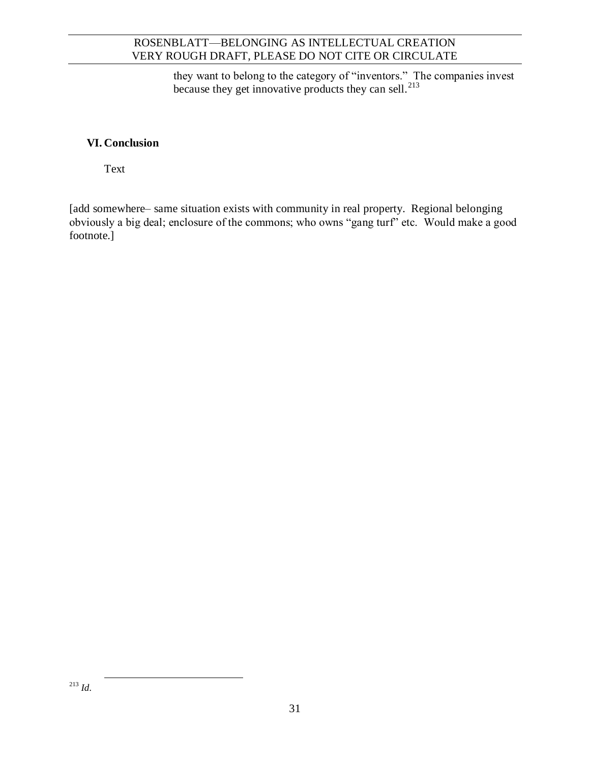they want to belong to the category of "inventors." The companies invest because they get innovative products they can sell.[213]

## VI. Conclusion

Text

[add somewhere– same situation exists with community in real property. Regional belonging obviously a big deal; enclosure of the commons; who owns "gang turf" etc. Would make a good footnote.]

---

[213] *Id.*